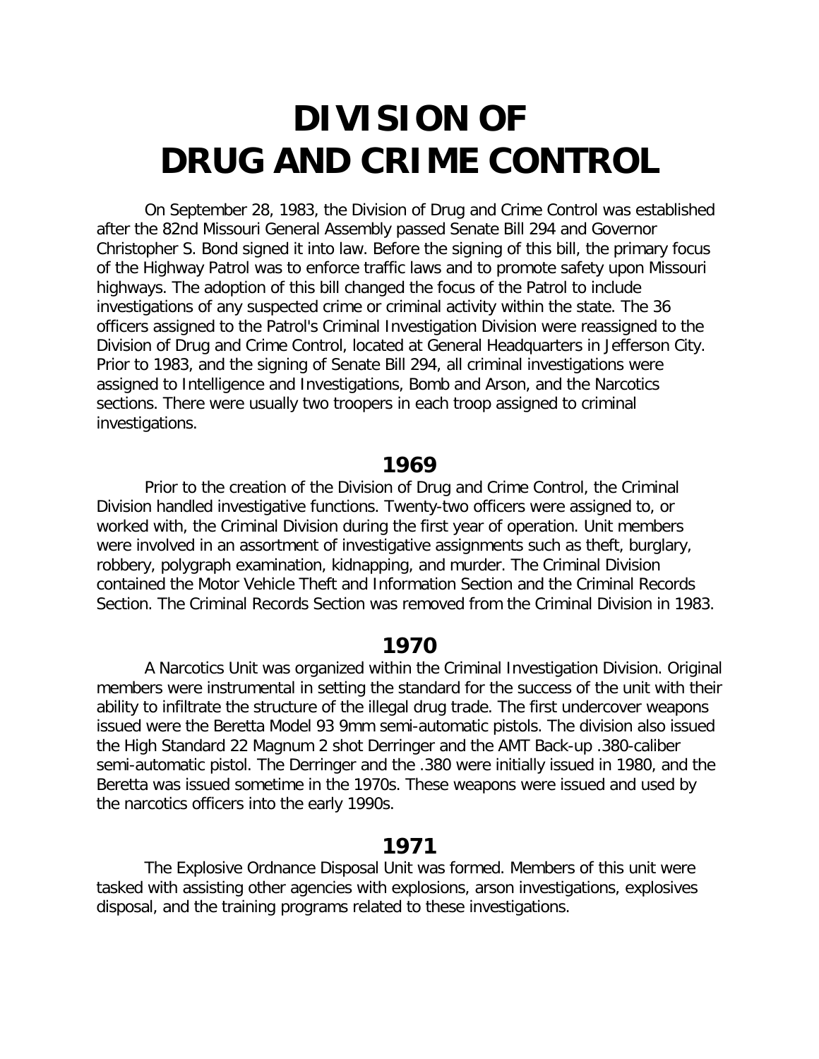# DIVISION OF DRUG AND CRIME CONTROL

On September 28, 1983, the Division of Drug and Crime Control was established after the 82nd Missouri General Assembly passed Senate Bill 294 and Governor Christopher S. Bond signed it into law. Before the signing of this bill, the primary focus of the Highway Patrol was to enforce traffic laws and to promote safety upon Missouri highways. The adoption of this bill changed the focus of the Patrol to include investigations of any suspected crime or criminal activity within the state. The 36 officers assigned to the Patrol's Criminal Investigation Division were reassigned to the Division of Drug and Crime Control, located at General Headquarters in Jefferson City. Prior to 1983, and the signing of Senate Bill 294, all criminal investigations were assigned to Intelligence and Investigations, Bomb and Arson, and the Narcotics sections. There were usually two troopers in each troop assigned to criminal investigations.

## 1969

Prior to the creation of the Division of Drug and Crime Control, the Criminal Division handled investigative functions. Twenty-two officers were assigned to, or worked with, the Criminal Division during the first year of operation. Unit members were involved in an assortment of investigative assignments such as theft, burglary, robbery, polygraph examination, kidnapping, and murder. The Criminal Division contained the Motor Vehicle Theft and Information Section and the Criminal Records Section. The Criminal Records Section was removed from the Criminal Division in 1983.

## 1970

A Narcotics Unit was organized within the Criminal Investigation Division. Original members were instrumental in setting the standard for the success of the unit with their ability to infiltrate the structure of the illegal drug trade. The first undercover weapons issued were the Beretta Model 93 9mm semi-automatic pistols. The division also issued the High Standard 22 Magnum 2 shot Derringer and the AMT Back-up .380-caliber semi-automatic pistol. The Derringer and the .380 were initially issued in 1980, and the Beretta was issued sometime in the 1970s. These weapons were issued and used by the narcotics officers into the early 1990s.

## 1971

The Explosive Ordnance Disposal Unit was formed. Members of this unit were tasked with assisting other agencies with explosions, arson investigations, explosives disposal, and the training programs related to these investigations.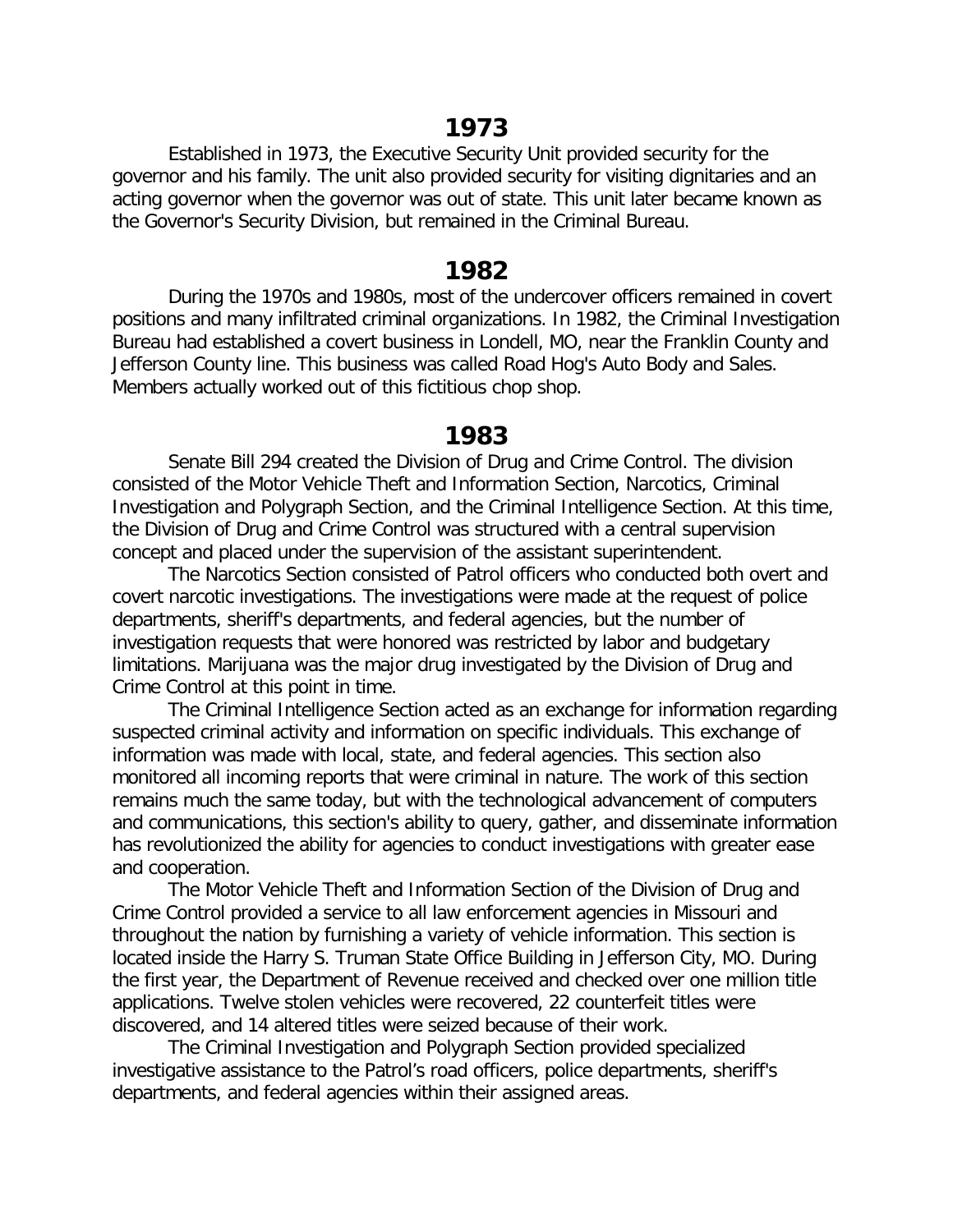## 1973

Established in 1973, the Executive Security Unit provided security for the governor and his family. The unit also provided security for visiting dignitaries and an acting governor when the governor was out of state. This unit later became known as the Governor's Security Division, but remained in the Criminal Bureau.

## 1982

During the 1970s and 1980s, most of the undercover officers remained in covert positions and many infiltrated criminal organizations. In 1982, the Criminal Investigation Bureau had established a covert business in Londell, MO, near the Franklin County and Jefferson County line. This business was called Road Hog's Auto Body and Sales. Members actually worked out of this fictitious chop shop.

## 1983

Senate Bill 294 created the Division of Drug and Crime Control. The division consisted of the Motor Vehicle Theft and Information Section, Narcotics, Criminal Investigation and Polygraph Section, and the Criminal Intelligence Section. At this time, the Division of Drug and Crime Control was structured with a central supervision concept and placed under the supervision of the assistant superintendent.

The Narcotics Section consisted of Patrol officers who conducted both overt and covert narcotic investigations. The investigations were made at the request of police departments, sheriff's departments, and federal agencies, but the number of investigation requests that were honored was restricted by labor and budgetary limitations. Marijuana was the major drug investigated by the Division of Drug and Crime Control at this point in time.

The Criminal Intelligence Section acted as an exchange for information regarding suspected criminal activity and information on specific individuals. This exchange of information was made with local, state, and federal agencies. This section also monitored all incoming reports that were criminal in nature. The work of this section remains much the same today, but with the technological advancement of computers and communications, this section's ability to query, gather, and disseminate information has revolutionized the ability for agencies to conduct investigations with greater ease and cooperation.

The Motor Vehicle Theft and Information Section of the Division of Drug and Crime Control provided a service to all law enforcement agencies in Missouri and throughout the nation by furnishing a variety of vehicle information. This section is located inside the Harry S. Truman State Office Building in Jefferson City, MO. During the first year, the Department of Revenue received and checked over one million title applications. Twelve stolen vehicles were recovered, 22 counterfeit titles were discovered, and 14 altered titles were seized because of their work.

The Criminal Investigation and Polygraph Section provided specialized investigative assistance to the Patrol's road officers, police departments, sheriff's departments, and federal agencies within their assigned areas.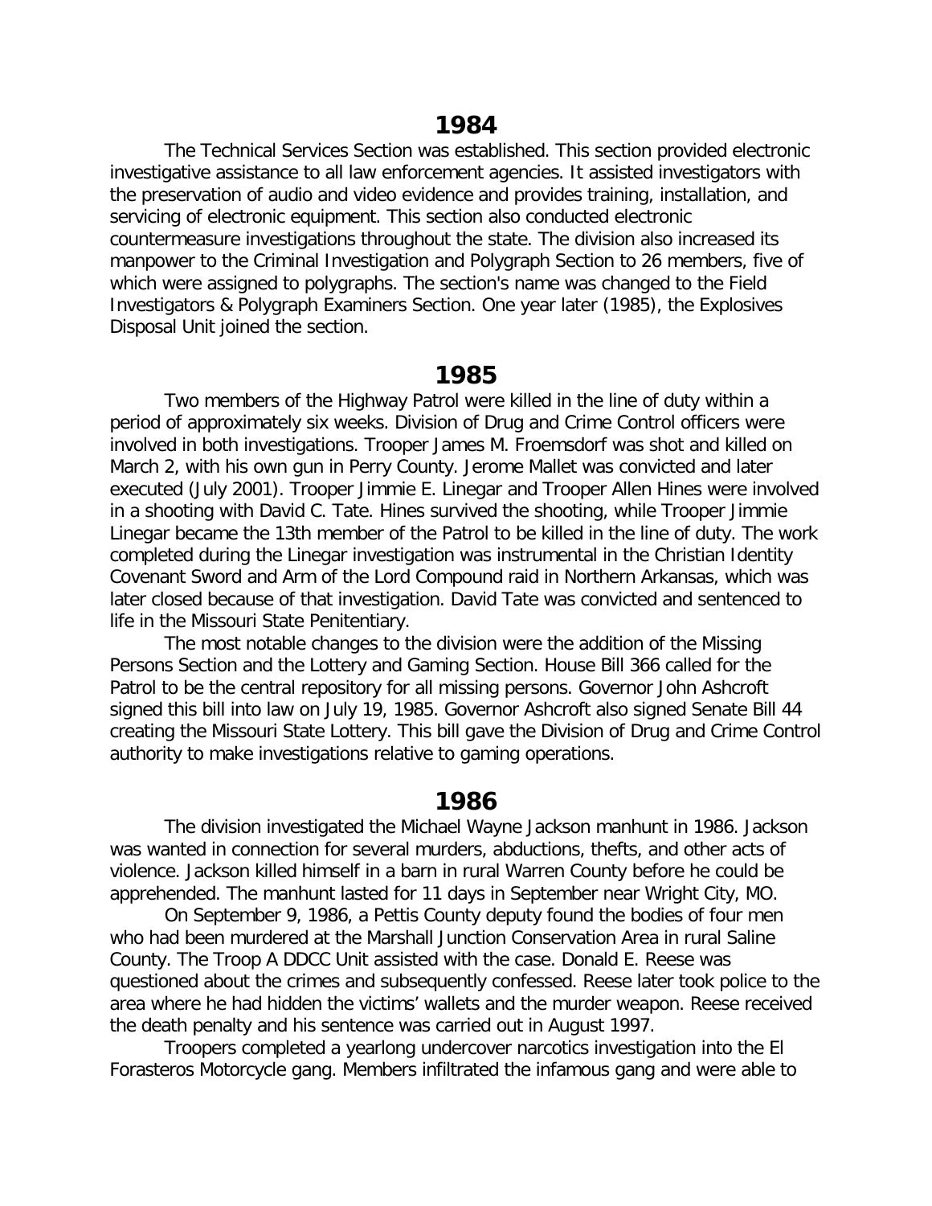## 1984

The Technical Services Section was established. This section provided electronic investigative assistance to all law enforcement agencies. It assisted investigators with the preservation of audio and video evidence and provides training, installation, and servicing of electronic equipment. This section also conducted electronic countermeasure investigations throughout the state. The division also increased its manpower to the Criminal Investigation and Polygraph Section to 26 members, five of which were assigned to polygraphs. The section's name was changed to the Field Investigators & Polygraph Examiners Section. One year later (1985), the Explosives Disposal Unit joined the section.

## 1985

Two members of the Highway Patrol were killed in the line of duty within a period of approximately six weeks. Division of Drug and Crime Control officers were involved in both investigations. Trooper James M. Froemsdorf was shot and killed on March 2, with his own gun in Perry County. Jerome Mallet was convicted and later executed (July 2001). Trooper Jimmie E. Linegar and Trooper Allen Hines were involved in a shooting with David C. Tate. Hines survived the shooting, while Trooper Jimmie Linegar became the 13th member of the Patrol to be killed in the line of duty. The work completed during the Linegar investigation was instrumental in the Christian Identity Covenant Sword and Arm of the Lord Compound raid in Northern Arkansas, which was later closed because of that investigation. David Tate was convicted and sentenced to life in the Missouri State Penitentiary.

The most notable changes to the division were the addition of the Missing Persons Section and the Lottery and Gaming Section. House Bill 366 called for the Patrol to be the central repository for all missing persons. Governor John Ashcroft signed this bill into law on July 19, 1985. Governor Ashcroft also signed Senate Bill 44 creating the Missouri State Lottery. This bill gave the Division of Drug and Crime Control authority to make investigations relative to gaming operations.

## 1986

The division investigated the Michael Wayne Jackson manhunt in 1986. Jackson was wanted in connection for several murders, abductions, thefts, and other acts of violence. Jackson killed himself in a barn in rural Warren County before he could be apprehended. The manhunt lasted for 11 days in September near Wright City, MO.

On September 9, 1986, a Pettis County deputy found the bodies of four men who had been murdered at the Marshall Junction Conservation Area in rural Saline County. The Troop A DDCC Unit assisted with the case. Donald E. Reese was questioned about the crimes and subsequently confessed. Reese later took police to the area where he had hidden the victims' wallets and the murder weapon. Reese received the death penalty and his sentence was carried out in August 1997.

Troopers completed a yearlong undercover narcotics investigation into the El Forasteros Motorcycle gang. Members infiltrated the infamous gang and were able to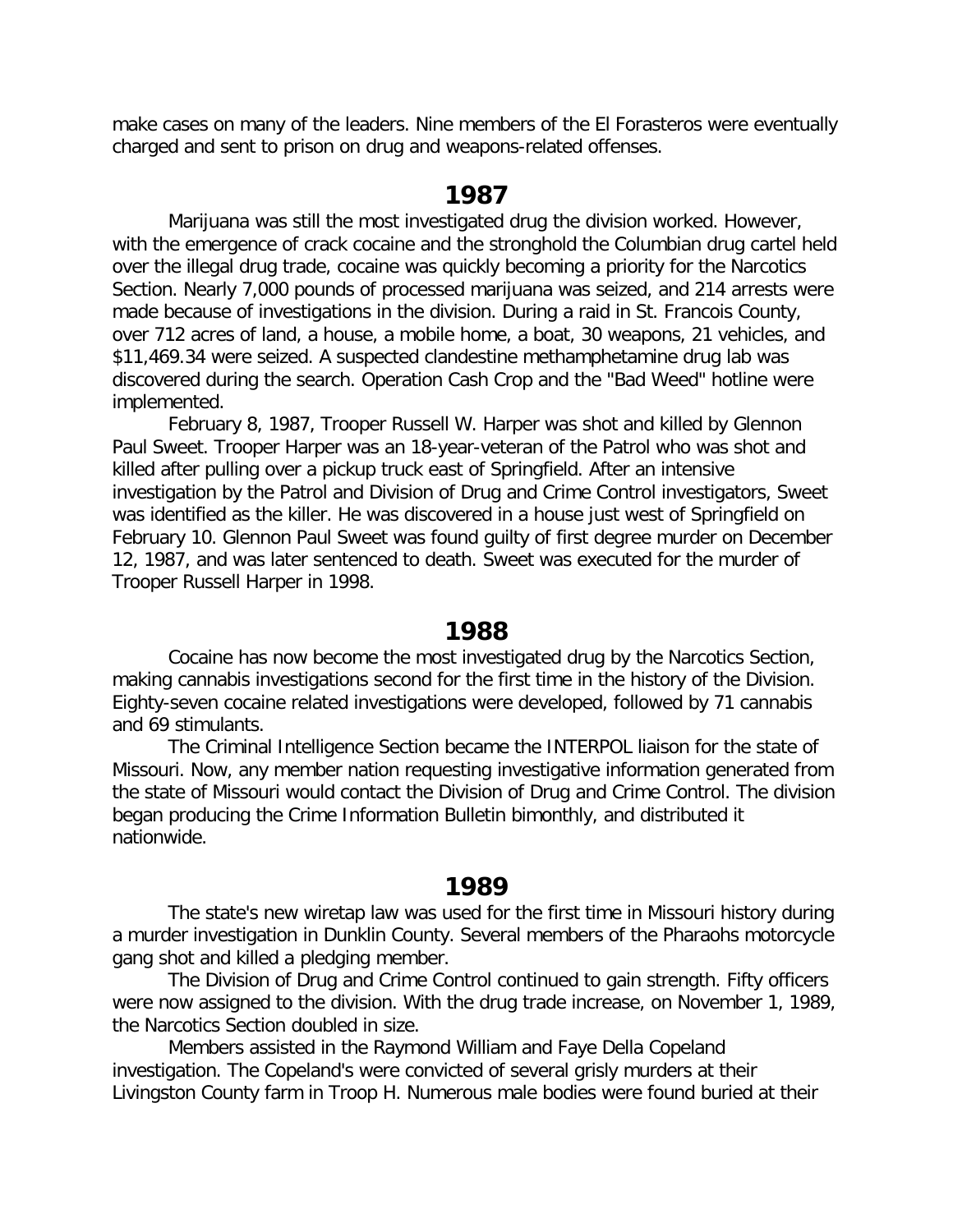make cases on many of the leaders. Nine members of the El Forasteros were eventually charged and sent to prison on drug and weapons-related offenses.

## 1987

Marijuana was still the most investigated drug the division worked. However, with the emergence of crack cocaine and the stronghold the Columbian drug cartel held over the illegal drug trade, cocaine was quickly becoming a priority for the Narcotics Section. Nearly 7,000 pounds of processed marijuana was seized, and 214 arrests were made because of investigations in the division. During a raid in St. Francois County, over 712 acres of land, a house, a mobile home, a boat, 30 weapons, 21 vehicles, and $11,469.34 were seized. A suspected clandestine methamphetamine drug lab was discovered during the search. Operation Cash Crop and the "Bad Weed" hotline were implemented.

February 8, 1987, Trooper Russell W. Harper was shot and killed by Glennon Paul Sweet. Trooper Harper was an 18-year-veteran of the Patrol who was shot and killed after pulling over a pickup truck east of Springfield. After an intensive investigation by the Patrol and Division of Drug and Crime Control investigators, Sweet was identified as the killer. He was discovered in a house just west of Springfield on February 10. Glennon Paul Sweet was found guilty of first degree murder on December 12, 1987, and was later sentenced to death. Sweet was executed for the murder of Trooper Russell Harper in 1998.

## 1988

Cocaine has now become the most investigated drug by the Narcotics Section, making cannabis investigations second for the first time in the history of the Division. Eighty-seven cocaine related investigations were developed, followed by 71 cannabis and 69 stimulants.

The Criminal Intelligence Section became the INTERPOL liaison for the state of Missouri. Now, any member nation requesting investigative information generated from the state of Missouri would contact the Division of Drug and Crime Control. The division began producing the Crime Information Bulletin bimonthly, and distributed it nationwide.

## 1989

The state's new wiretap law was used for the first time in Missouri history during a murder investigation in Dunklin County. Several members of the Pharaohs motorcycle gang shot and killed a pledging member.

The Division of Drug and Crime Control continued to gain strength. Fifty officers were now assigned to the division. With the drug trade increase, on November 1, 1989, the Narcotics Section doubled in size.

Members assisted in the Raymond William and Faye Della Copeland investigation. The Copeland's were convicted of several grisly murders at their Livingston County farm in Troop H. Numerous male bodies were found buried at their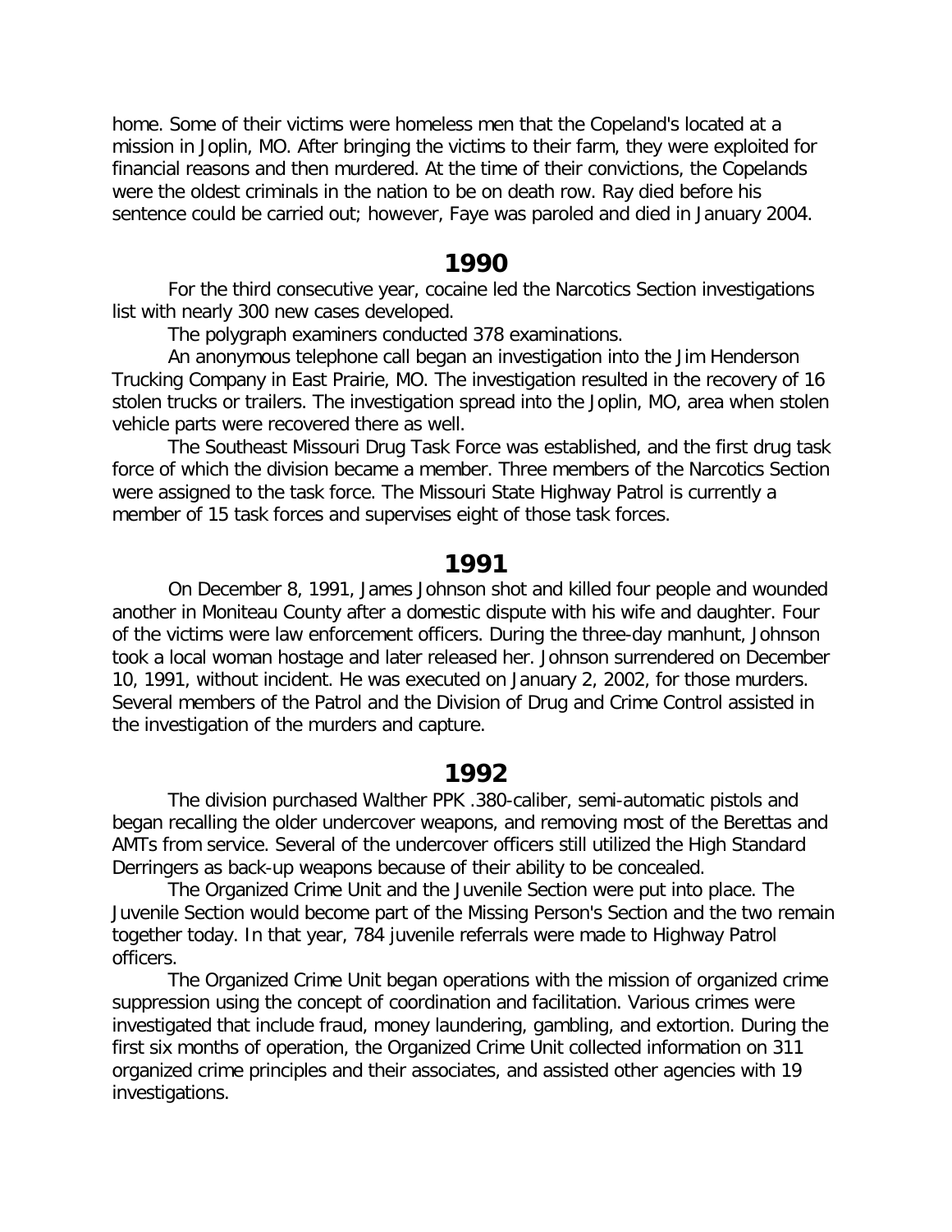home. Some of their victims were homeless men that the Copeland's located at a mission in Joplin, MO. After bringing the victims to their farm, they were exploited for financial reasons and then murdered. At the time of their convictions, the Copelands were the oldest criminals in the nation to be on death row. Ray died before his sentence could be carried out; however, Faye was paroled and died in January 2004.

## 1990

For the third consecutive year, cocaine led the Narcotics Section investigations list with nearly 300 new cases developed.

The polygraph examiners conducted 378 examinations.

An anonymous telephone call began an investigation into the Jim Henderson Trucking Company in East Prairie, MO. The investigation resulted in the recovery of 16 stolen trucks or trailers. The investigation spread into the Joplin, MO, area when stolen vehicle parts were recovered there as well.

The Southeast Missouri Drug Task Force was established, and the first drug task force of which the division became a member. Three members of the Narcotics Section were assigned to the task force. The Missouri State Highway Patrol is currently a member of 15 task forces and supervises eight of those task forces.

## 1991

On December 8, 1991, James Johnson shot and killed four people and wounded another in Moniteau County after a domestic dispute with his wife and daughter. Four of the victims were law enforcement officers. During the three-day manhunt, Johnson took a local woman hostage and later released her. Johnson surrendered on December 10, 1991, without incident. He was executed on January 2, 2002, for those murders. Several members of the Patrol and the Division of Drug and Crime Control assisted in the investigation of the murders and capture.

## 1992

The division purchased Walther PPK .380-caliber, semi-automatic pistols and began recalling the older undercover weapons, and removing most of the Berettas and AMTs from service. Several of the undercover officers still utilized the High Standard Derringers as back-up weapons because of their ability to be concealed.

The Organized Crime Unit and the Juvenile Section were put into place. The Juvenile Section would become part of the Missing Person's Section and the two remain together today. In that year, 784 juvenile referrals were made to Highway Patrol officers.

The Organized Crime Unit began operations with the mission of organized crime suppression using the concept of coordination and facilitation. Various crimes were investigated that include fraud, money laundering, gambling, and extortion. During the first six months of operation, the Organized Crime Unit collected information on 311 organized crime principles and their associates, and assisted other agencies with 19 investigations.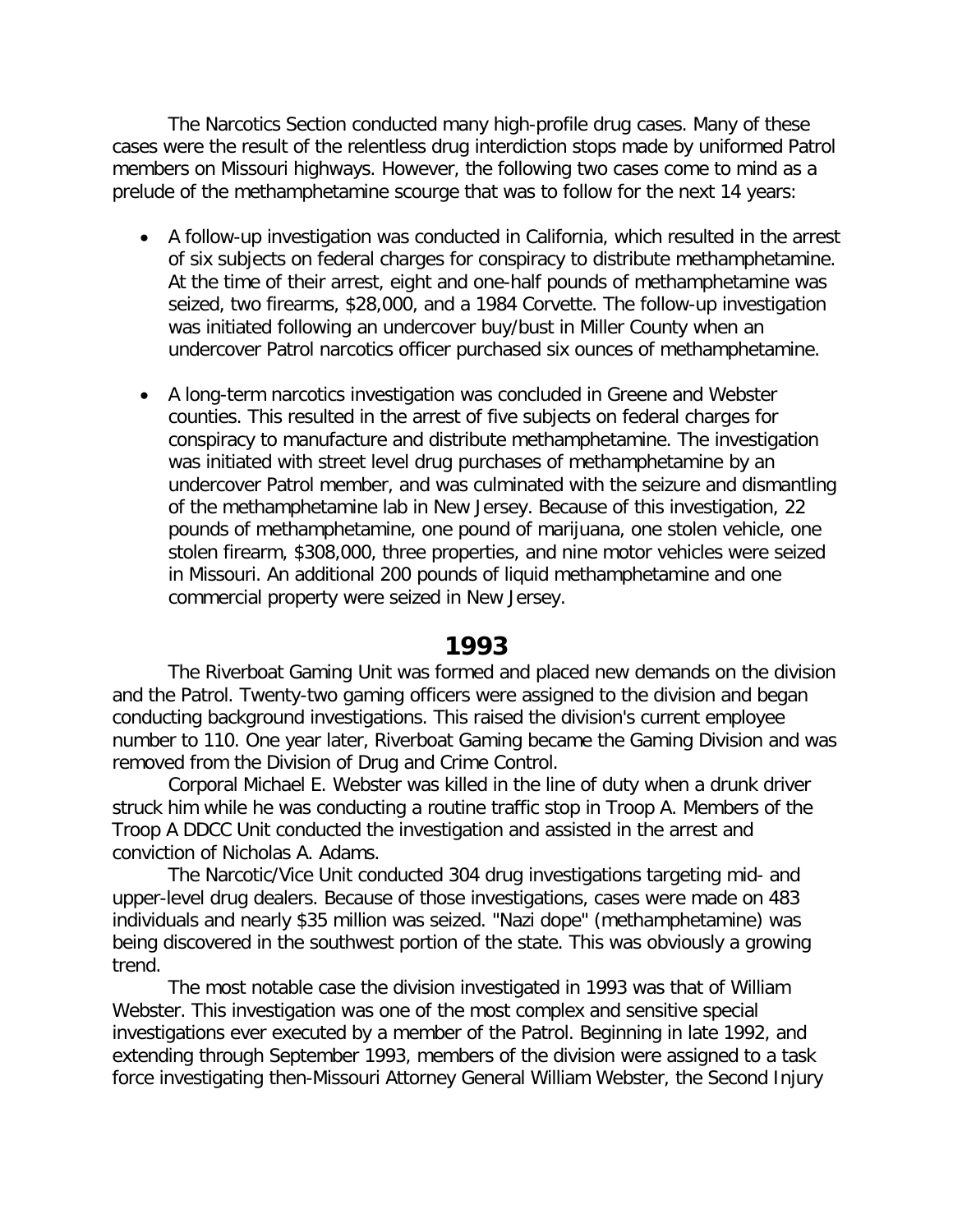The Narcotics Section conducted many high-profile drug cases. Many of these cases were the result of the relentless drug interdiction stops made by uniformed Patrol members on Missouri highways. However, the following two cases come to mind as a prelude of the methamphetamine scourge that was to follow for the next 14 years:

- A follow-up investigation was conducted in California, which resulted in the arrest of six subjects on federal charges for conspiracy to distribute methamphetamine. At the time of their arrest, eight and one-half pounds of methamphetamine was seized, two firearms, $28,000, and a 1984 Corvette. The follow-up investigation was initiated following an undercover buy/bust in Miller County when an undercover Patrol narcotics officer purchased six ounces of methamphetamine.

- A long-term narcotics investigation was concluded in Greene and Webster counties. This resulted in the arrest of five subjects on federal charges for conspiracy to manufacture and distribute methamphetamine. The investigation was initiated with street level drug purchases of methamphetamine by an undercover Patrol member, and was culminated with the seizure and dismantling of the methamphetamine lab in New Jersey. Because of this investigation, 22 pounds of methamphetamine, one pound of marijuana, one stolen vehicle, one stolen firearm, $308,000, three properties, and nine motor vehicles were seized in Missouri. An additional 200 pounds of liquid methamphetamine and one commercial property were seized in New Jersey.

## 1993

The Riverboat Gaming Unit was formed and placed new demands on the division and the Patrol. Twenty-two gaming officers were assigned to the division and began conducting background investigations. This raised the division's current employee number to 110. One year later, Riverboat Gaming became the Gaming Division and was removed from the Division of Drug and Crime Control.

Corporal Michael E. Webster was killed in the line of duty when a drunk driver struck him while he was conducting a routine traffic stop in Troop A. Members of the Troop A DDCC Unit conducted the investigation and assisted in the arrest and conviction of Nicholas A. Adams.

The Narcotic/Vice Unit conducted 304 drug investigations targeting mid- and upper-level drug dealers. Because of those investigations, cases were made on 483 individuals and nearly $35 million was seized. "Nazi dope" (methamphetamine) was being discovered in the southwest portion of the state. This was obviously a growing trend.

The most notable case the division investigated in 1993 was that of William Webster. This investigation was one of the most complex and sensitive special investigations ever executed by a member of the Patrol. Beginning in late 1992, and extending through September 1993, members of the division were assigned to a task force investigating then-Missouri Attorney General William Webster, the Second Injury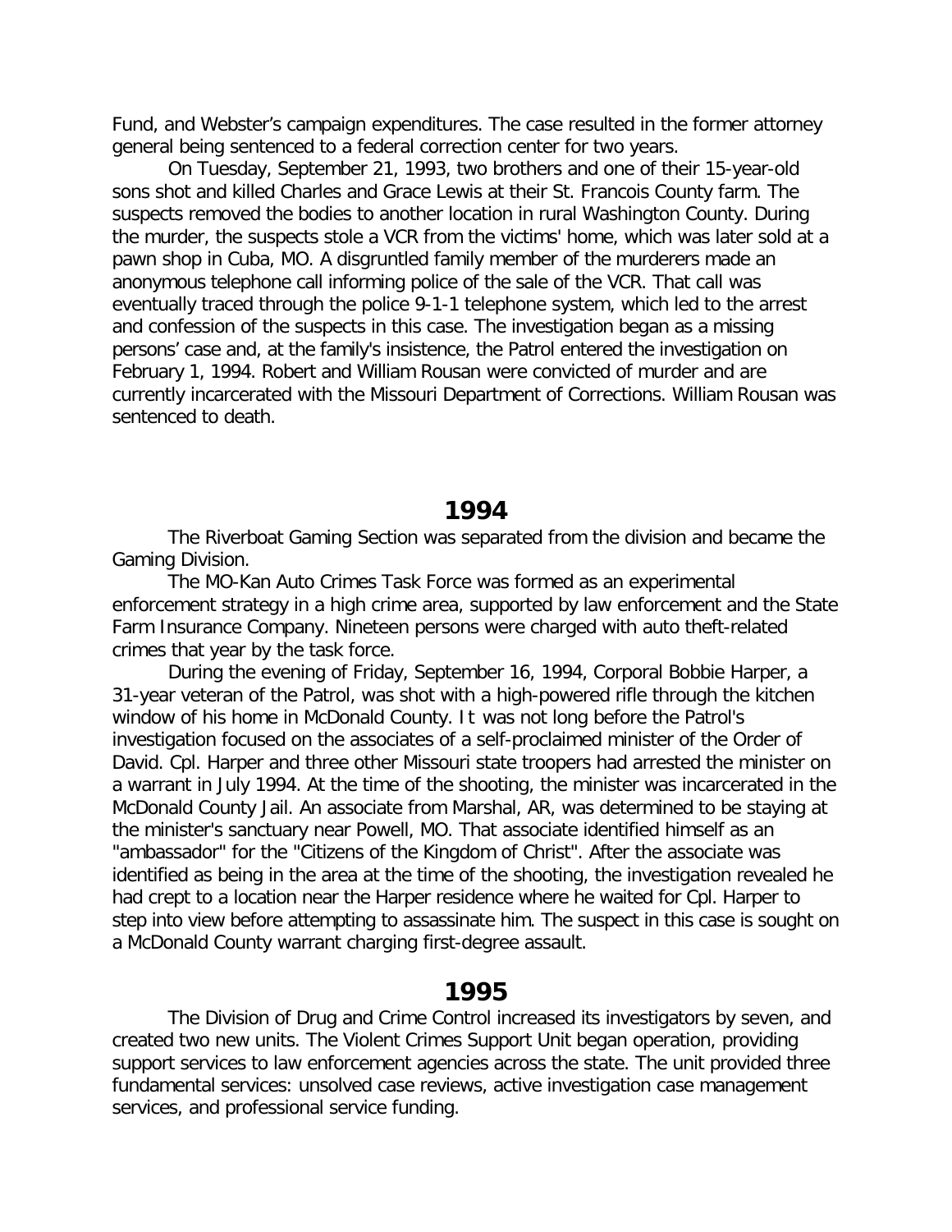Fund, and Webster's campaign expenditures. The case resulted in the former attorney general being sentenced to a federal correction center for two years.

On Tuesday, September 21, 1993, two brothers and one of their 15-year-old sons shot and killed Charles and Grace Lewis at their St. Francois County farm. The suspects removed the bodies to another location in rural Washington County. During the murder, the suspects stole a VCR from the victims' home, which was later sold at a pawn shop in Cuba, MO. A disgruntled family member of the murderers made an anonymous telephone call informing police of the sale of the VCR. That call was eventually traced through the police 9-1-1 telephone system, which led to the arrest and confession of the suspects in this case. The investigation began as a missing persons' case and, at the family's insistence, the Patrol entered the investigation on February 1, 1994. Robert and William Rousan were convicted of murder and are currently incarcerated with the Missouri Department of Corrections. William Rousan was sentenced to death.

## 1994

The Riverboat Gaming Section was separated from the division and became the Gaming Division.

The MO-Kan Auto Crimes Task Force was formed as an experimental enforcement strategy in a high crime area, supported by law enforcement and the State Farm Insurance Company. Nineteen persons were charged with auto theft-related crimes that year by the task force.

During the evening of Friday, September 16, 1994, Corporal Bobbie Harper, a 31-year veteran of the Patrol, was shot with a high-powered rifle through the kitchen window of his home in McDonald County. It was not long before the Patrol's investigation focused on the associates of a self-proclaimed minister of the Order of David. Cpl. Harper and three other Missouri state troopers had arrested the minister on a warrant in July 1994. At the time of the shooting, the minister was incarcerated in the McDonald County Jail. An associate from Marshal, AR, was determined to be staying at the minister's sanctuary near Powell, MO. That associate identified himself as an "ambassador" for the "Citizens of the Kingdom of Christ". After the associate was identified as being in the area at the time of the shooting, the investigation revealed he had crept to a location near the Harper residence where he waited for Cpl. Harper to step into view before attempting to assassinate him. The suspect in this case is sought on a McDonald County warrant charging first-degree assault.

## 1995

The Division of Drug and Crime Control increased its investigators by seven, and created two new units. The Violent Crimes Support Unit began operation, providing support services to law enforcement agencies across the state. The unit provided three fundamental services: unsolved case reviews, active investigation case management services, and professional service funding.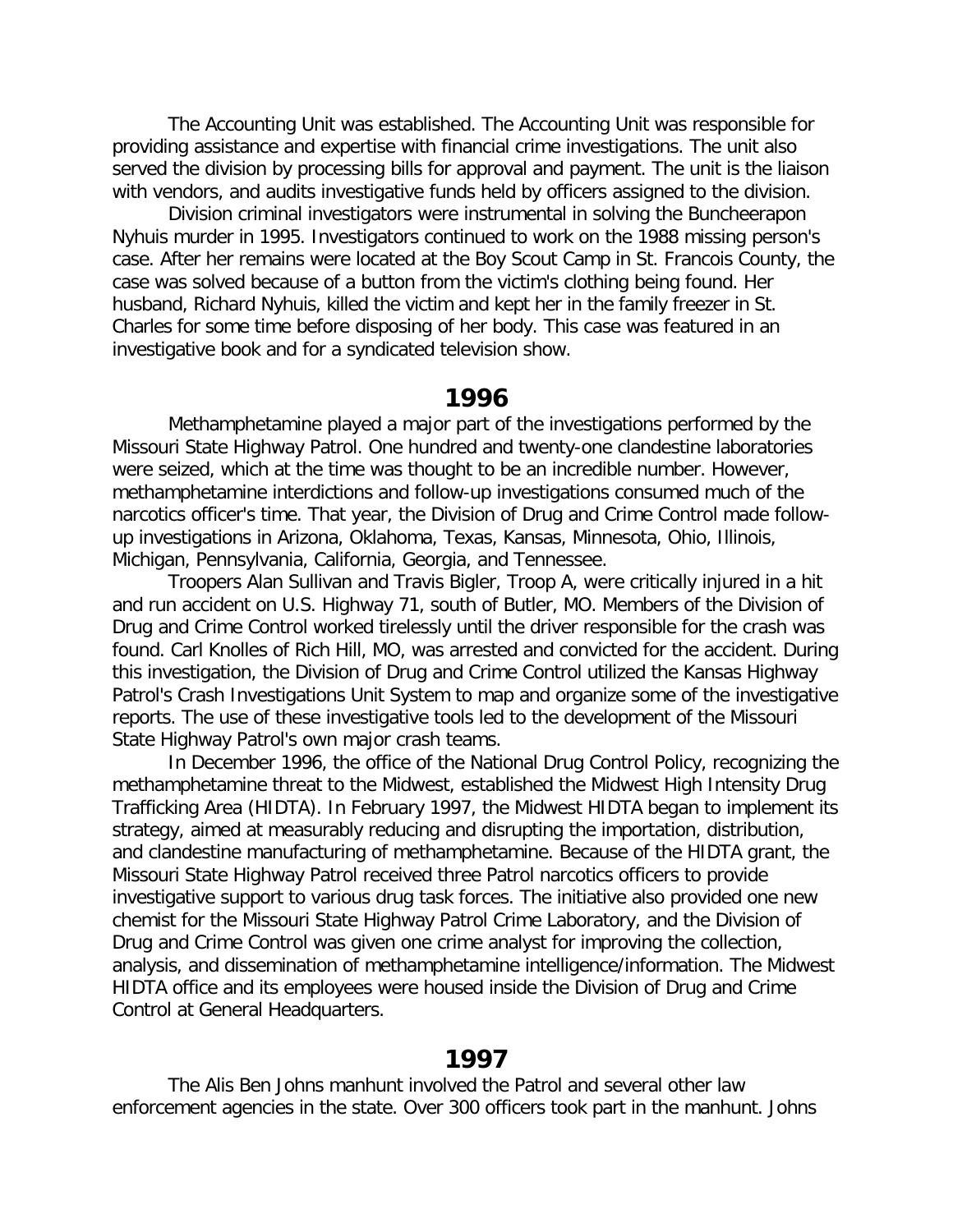The Accounting Unit was established. The Accounting Unit was responsible for providing assistance and expertise with financial crime investigations. The unit also served the division by processing bills for approval and payment. The unit is the liaison with vendors, and audits investigative funds held by officers assigned to the division.

Division criminal investigators were instrumental in solving the Buncheerapon Nyhuis murder in 1995. Investigators continued to work on the 1988 missing person's case. After her remains were located at the Boy Scout Camp in St. Francois County, the case was solved because of a button from the victim's clothing being found. Her husband, Richard Nyhuis, killed the victim and kept her in the family freezer in St. Charles for some time before disposing of her body. This case was featured in an investigative book and for a syndicated television show.

## 1996

Methamphetamine played a major part of the investigations performed by the Missouri State Highway Patrol. One hundred and twenty-one clandestine laboratories were seized, which at the time was thought to be an incredible number. However, methamphetamine interdictions and follow-up investigations consumed much of the narcotics officer's time. That year, the Division of Drug and Crime Control made follow-up investigations in Arizona, Oklahoma, Texas, Kansas, Minnesota, Ohio, Illinois, Michigan, Pennsylvania, California, Georgia, and Tennessee.

Troopers Alan Sullivan and Travis Bigler, Troop A, were critically injured in a hit and run accident on U.S. Highway 71, south of Butler, MO. Members of the Division of Drug and Crime Control worked tirelessly until the driver responsible for the crash was found. Carl Knolles of Rich Hill, MO, was arrested and convicted for the accident. During this investigation, the Division of Drug and Crime Control utilized the Kansas Highway Patrol's Crash Investigations Unit System to map and organize some of the investigative reports. The use of these investigative tools led to the development of the Missouri State Highway Patrol's own major crash teams.

In December 1996, the office of the National Drug Control Policy, recognizing the methamphetamine threat to the Midwest, established the Midwest High Intensity Drug Trafficking Area (HIDTA). In February 1997, the Midwest HIDTA began to implement its strategy, aimed at measurably reducing and disrupting the importation, distribution, and clandestine manufacturing of methamphetamine. Because of the HIDTA grant, the Missouri State Highway Patrol received three Patrol narcotics officers to provide investigative support to various drug task forces. The initiative also provided one new chemist for the Missouri State Highway Patrol Crime Laboratory, and the Division of Drug and Crime Control was given one crime analyst for improving the collection, analysis, and dissemination of methamphetamine intelligence/information. The Midwest HIDTA office and its employees were housed inside the Division of Drug and Crime Control at General Headquarters.

## 1997

The Alis Ben Johns manhunt involved the Patrol and several other law enforcement agencies in the state. Over 300 officers took part in the manhunt. Johns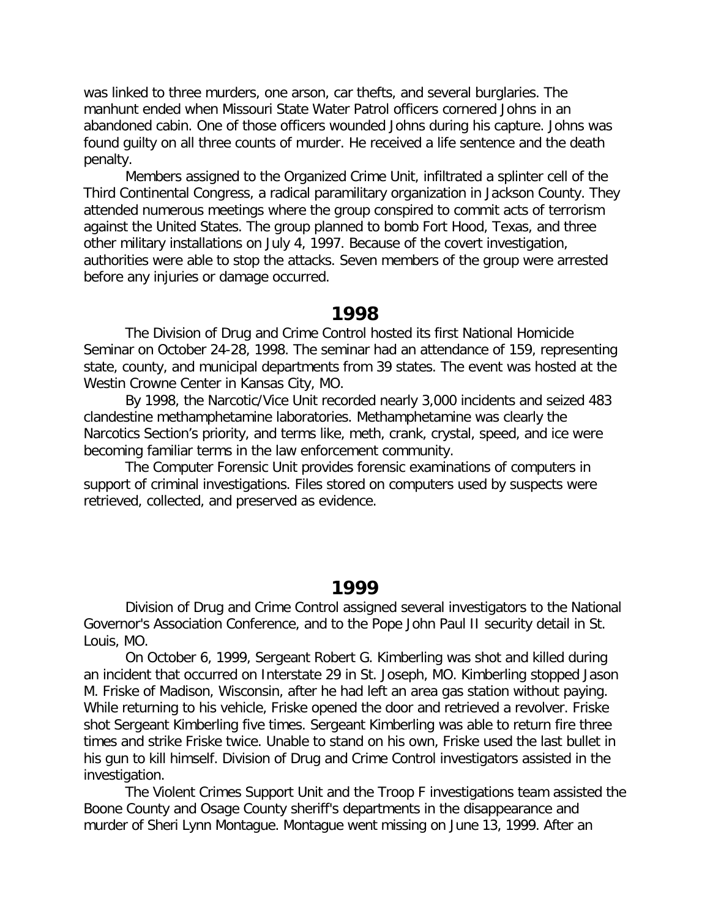was linked to three murders, one arson, car thefts, and several burglaries. The manhunt ended when Missouri State Water Patrol officers cornered Johns in an abandoned cabin. One of those officers wounded Johns during his capture. Johns was found guilty on all three counts of murder. He received a life sentence and the death penalty.

Members assigned to the Organized Crime Unit, infiltrated a splinter cell of the Third Continental Congress, a radical paramilitary organization in Jackson County. They attended numerous meetings where the group conspired to commit acts of terrorism against the United States. The group planned to bomb Fort Hood, Texas, and three other military installations on July 4, 1997. Because of the covert investigation, authorities were able to stop the attacks. Seven members of the group were arrested before any injuries or damage occurred.

## 1998

The Division of Drug and Crime Control hosted its first National Homicide Seminar on October 24-28, 1998. The seminar had an attendance of 159, representing state, county, and municipal departments from 39 states. The event was hosted at the Westin Crowne Center in Kansas City, MO.

By 1998, the Narcotic/Vice Unit recorded nearly 3,000 incidents and seized 483 clandestine methamphetamine laboratories. Methamphetamine was clearly the Narcotics Section's priority, and terms like, meth, crank, crystal, speed, and ice were becoming familiar terms in the law enforcement community.

The Computer Forensic Unit provides forensic examinations of computers in support of criminal investigations. Files stored on computers used by suspects were retrieved, collected, and preserved as evidence.

## 1999

Division of Drug and Crime Control assigned several investigators to the National Governor's Association Conference, and to the Pope John Paul II security detail in St. Louis, MO.

On October 6, 1999, Sergeant Robert G. Kimberling was shot and killed during an incident that occurred on Interstate 29 in St. Joseph, MO. Kimberling stopped Jason M. Friske of Madison, Wisconsin, after he had left an area gas station without paying. While returning to his vehicle, Friske opened the door and retrieved a revolver. Friske shot Sergeant Kimberling five times. Sergeant Kimberling was able to return fire three times and strike Friske twice. Unable to stand on his own, Friske used the last bullet in his gun to kill himself. Division of Drug and Crime Control investigators assisted in the investigation.

The Violent Crimes Support Unit and the Troop F investigations team assisted the Boone County and Osage County sheriff's departments in the disappearance and murder of Sheri Lynn Montague. Montague went missing on June 13, 1999. After an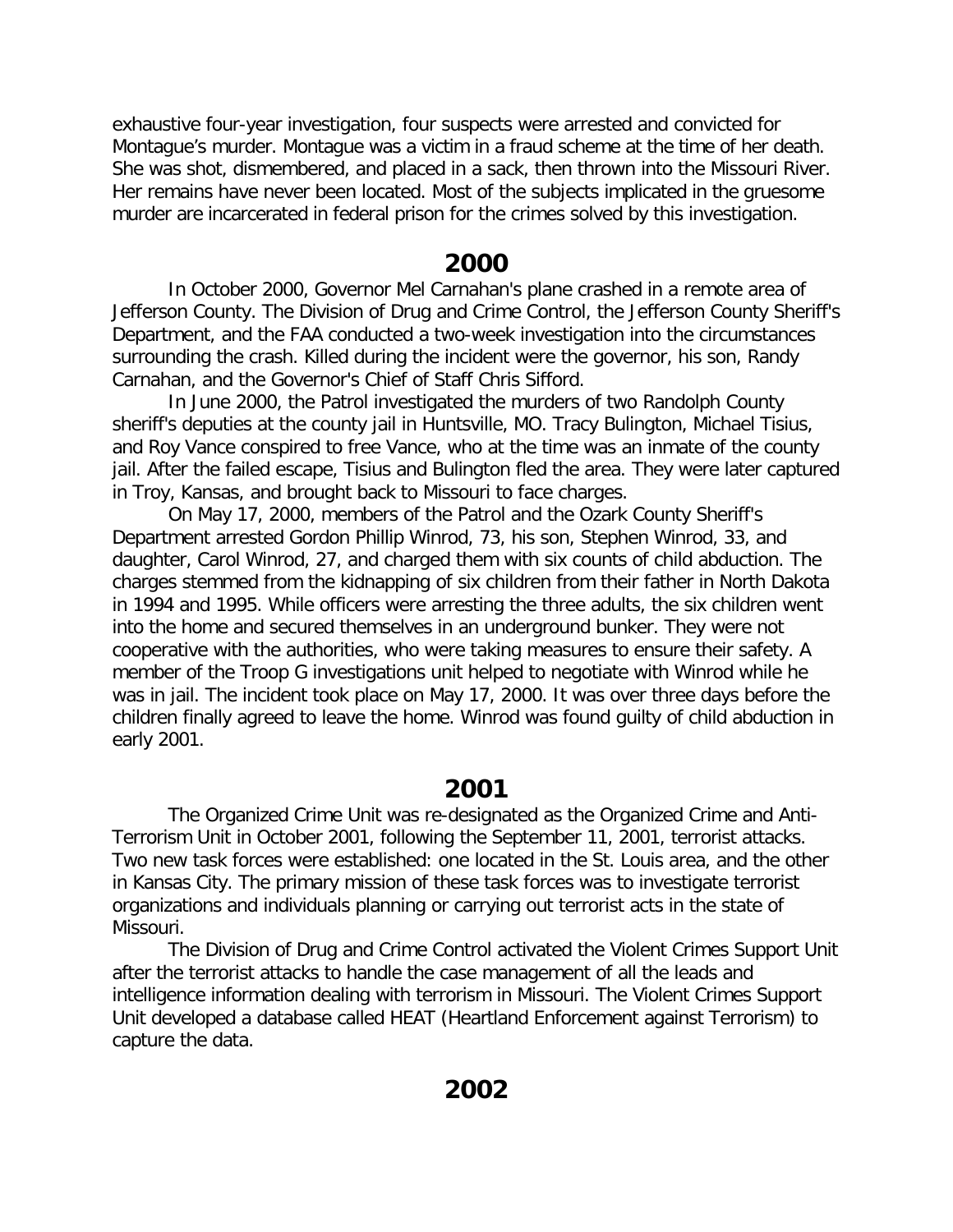exhaustive four-year investigation, four suspects were arrested and convicted for Montague's murder. Montague was a victim in a fraud scheme at the time of her death. She was shot, dismembered, and placed in a sack, then thrown into the Missouri River. Her remains have never been located. Most of the subjects implicated in the gruesome murder are incarcerated in federal prison for the crimes solved by this investigation.

## 2000

In October 2000, Governor Mel Carnahan's plane crashed in a remote area of Jefferson County. The Division of Drug and Crime Control, the Jefferson County Sheriff's Department, and the FAA conducted a two-week investigation into the circumstances surrounding the crash. Killed during the incident were the governor, his son, Randy Carnahan, and the Governor's Chief of Staff Chris Sifford.

In June 2000, the Patrol investigated the murders of two Randolph County sheriff's deputies at the county jail in Huntsville, MO. Tracy Bulington, Michael Tisius, and Roy Vance conspired to free Vance, who at the time was an inmate of the county jail. After the failed escape, Tisius and Bulington fled the area. They were later captured in Troy, Kansas, and brought back to Missouri to face charges.

On May 17, 2000, members of the Patrol and the Ozark County Sheriff's Department arrested Gordon Phillip Winrod, 73, his son, Stephen Winrod, 33, and daughter, Carol Winrod, 27, and charged them with six counts of child abduction. The charges stemmed from the kidnapping of six children from their father in North Dakota in 1994 and 1995. While officers were arresting the three adults, the six children went into the home and secured themselves in an underground bunker. They were not cooperative with the authorities, who were taking measures to ensure their safety. A member of the Troop G investigations unit helped to negotiate with Winrod while he was in jail. The incident took place on May 17, 2000. It was over three days before the children finally agreed to leave the home. Winrod was found guilty of child abduction in early 2001.

## 2001

The Organized Crime Unit was re-designated as the Organized Crime and Anti-Terrorism Unit in October 2001, following the September 11, 2001, terrorist attacks. Two new task forces were established: one located in the St. Louis area, and the other in Kansas City. The primary mission of these task forces was to investigate terrorist organizations and individuals planning or carrying out terrorist acts in the state of Missouri.

The Division of Drug and Crime Control activated the Violent Crimes Support Unit after the terrorist attacks to handle the case management of all the leads and intelligence information dealing with terrorism in Missouri. The Violent Crimes Support Unit developed a database called HEAT (Heartland Enforcement against Terrorism) to capture the data.

## 2002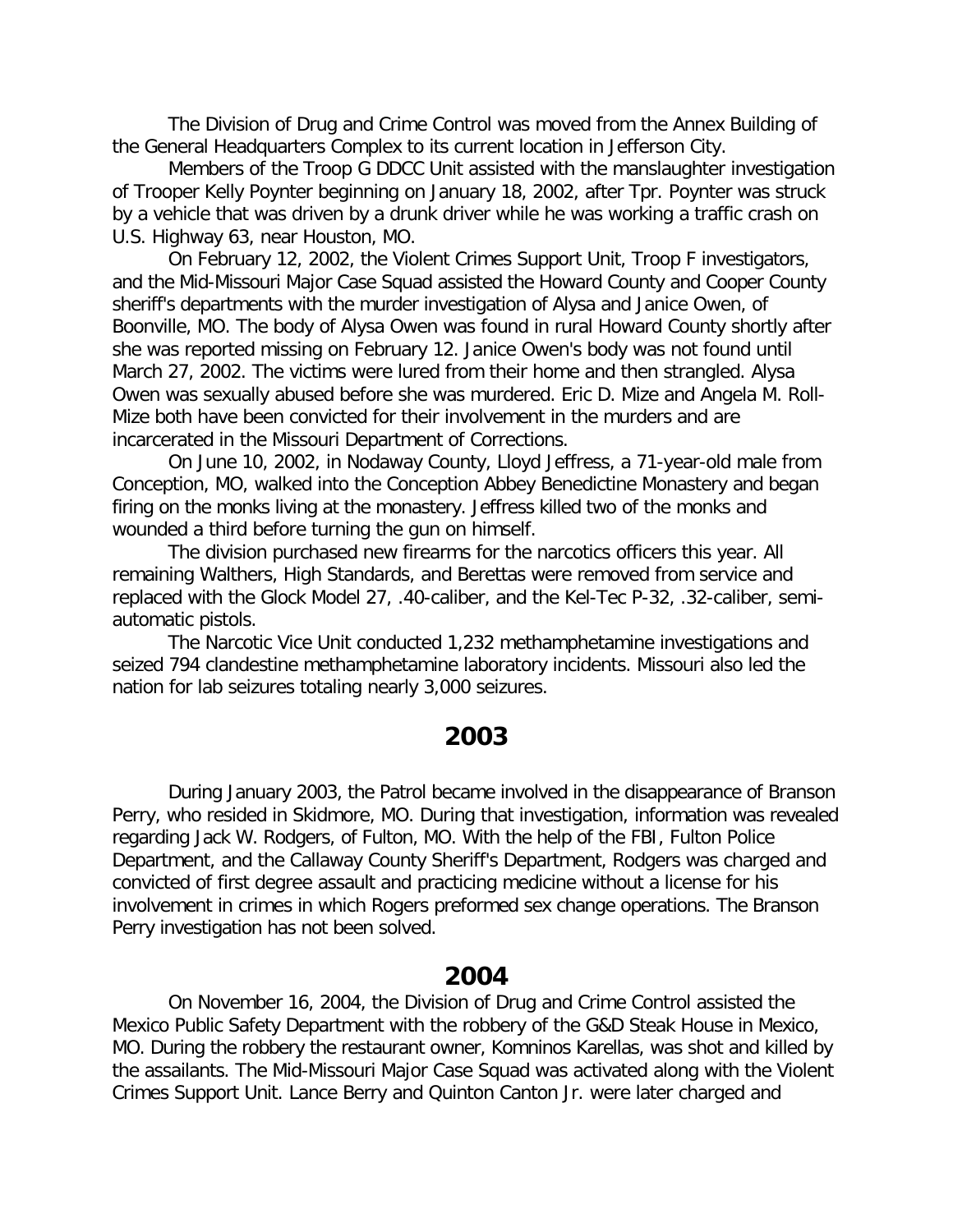The Division of Drug and Crime Control was moved from the Annex Building of the General Headquarters Complex to its current location in Jefferson City.

Members of the Troop G DDCC Unit assisted with the manslaughter investigation of Trooper Kelly Poynter beginning on January 18, 2002, after Tpr. Poynter was struck by a vehicle that was driven by a drunk driver while he was working a traffic crash on U.S. Highway 63, near Houston, MO.

On February 12, 2002, the Violent Crimes Support Unit, Troop F investigators, and the Mid-Missouri Major Case Squad assisted the Howard County and Cooper County sheriff's departments with the murder investigation of Alysa and Janice Owen, of Boonville, MO. The body of Alysa Owen was found in rural Howard County shortly after she was reported missing on February 12. Janice Owen's body was not found until March 27, 2002. The victims were lured from their home and then strangled. Alysa Owen was sexually abused before she was murdered. Eric D. Mize and Angela M. Roll-Mize both have been convicted for their involvement in the murders and are incarcerated in the Missouri Department of Corrections.

On June 10, 2002, in Nodaway County, Lloyd Jeffress, a 71-year-old male from Conception, MO, walked into the Conception Abbey Benedictine Monastery and began firing on the monks living at the monastery. Jeffress killed two of the monks and wounded a third before turning the gun on himself.

The division purchased new firearms for the narcotics officers this year. All remaining Walthers, High Standards, and Berettas were removed from service and replaced with the Glock Model 27, .40-caliber, and the Kel-Tec P-32, .32-caliber, semi-automatic pistols.

The Narcotic Vice Unit conducted 1,232 methamphetamine investigations and seized 794 clandestine methamphetamine laboratory incidents. Missouri also led the nation for lab seizures totaling nearly 3,000 seizures.

## 2003

During January 2003, the Patrol became involved in the disappearance of Branson Perry, who resided in Skidmore, MO. During that investigation, information was revealed regarding Jack W. Rodgers, of Fulton, MO. With the help of the FBI, Fulton Police Department, and the Callaway County Sheriff's Department, Rodgers was charged and convicted of first degree assault and practicing medicine without a license for his involvement in crimes in which Rogers preformed sex change operations. The Branson Perry investigation has not been solved.

## 2004

On November 16, 2004, the Division of Drug and Crime Control assisted the Mexico Public Safety Department with the robbery of the G&D Steak House in Mexico, MO. During the robbery the restaurant owner, Komninos Karellas, was shot and killed by the assailants. The Mid-Missouri Major Case Squad was activated along with the Violent Crimes Support Unit. Lance Berry and Quinton Canton Jr. were later charged and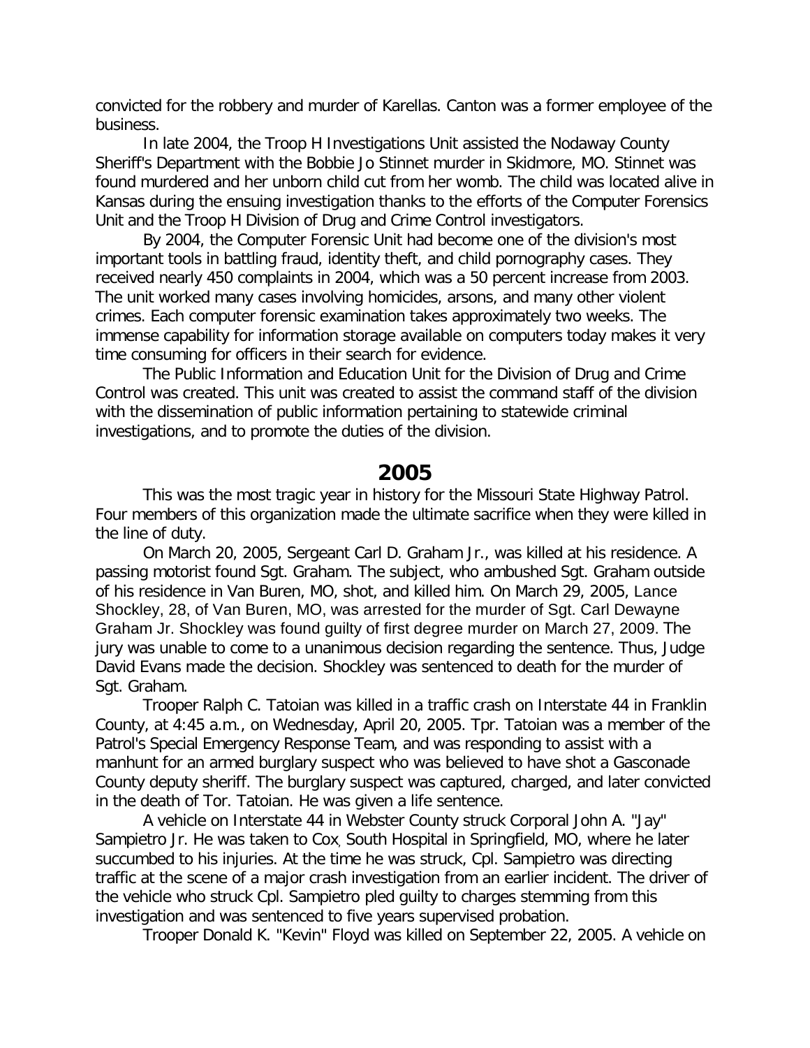convicted for the robbery and murder of Karellas. Canton was a former employee of the business.

In late 2004, the Troop H Investigations Unit assisted the Nodaway County Sheriff's Department with the Bobbie Jo Stinnet murder in Skidmore, MO. Stinnet was found murdered and her unborn child cut from her womb. The child was located alive in Kansas during the ensuing investigation thanks to the efforts of the Computer Forensics Unit and the Troop H Division of Drug and Crime Control investigators.

By 2004, the Computer Forensic Unit had become one of the division's most important tools in battling fraud, identity theft, and child pornography cases. They received nearly 450 complaints in 2004, which was a 50 percent increase from 2003. The unit worked many cases involving homicides, arsons, and many other violent crimes. Each computer forensic examination takes approximately two weeks. The immense capability for information storage available on computers today makes it very time consuming for officers in their search for evidence.

The Public Information and Education Unit for the Division of Drug and Crime Control was created. This unit was created to assist the command staff of the division with the dissemination of public information pertaining to statewide criminal investigations, and to promote the duties of the division.

## 2005

This was the most tragic year in history for the Missouri State Highway Patrol. Four members of this organization made the ultimate sacrifice when they were killed in the line of duty.

On March 20, 2005, Sergeant Carl D. Graham Jr., was killed at his residence. A passing motorist found Sgt. Graham. The subject, who ambushed Sgt. Graham outside of his residence in Van Buren, MO, shot, and killed him. On March 29, 2005, Lance Shockley, 28, of Van Buren, MO, was arrested for the murder of Sgt. Carl Dewayne Graham Jr. Shockley was found guilty of first degree murder on March 27, 2009. The jury was unable to come to a unanimous decision regarding the sentence. Thus, Judge David Evans made the decision. Shockley was sentenced to death for the murder of Sgt. Graham.

Trooper Ralph C. Tatoian was killed in a traffic crash on Interstate 44 in Franklin County, at 4:45 a.m., on Wednesday, April 20, 2005. Tpr. Tatoian was a member of the Patrol's Special Emergency Response Team, and was responding to assist with a manhunt for an armed burglary suspect who was believed to have shot a Gasconade County deputy sheriff. The burglary suspect was captured, charged, and later convicted in the death of Tor. Tatoian. He was given a life sentence.

A vehicle on Interstate 44 in Webster County struck Corporal John A. "Jay" Sampietro Jr. He was taken to Cox, South Hospital in Springfield, MO, where he later succumbed to his injuries. At the time he was struck, Cpl. Sampietro was directing traffic at the scene of a major crash investigation from an earlier incident. The driver of the vehicle who struck Cpl. Sampietro pled guilty to charges stemming from this investigation and was sentenced to five years supervised probation.

Trooper Donald K. "Kevin" Floyd was killed on September 22, 2005. A vehicle on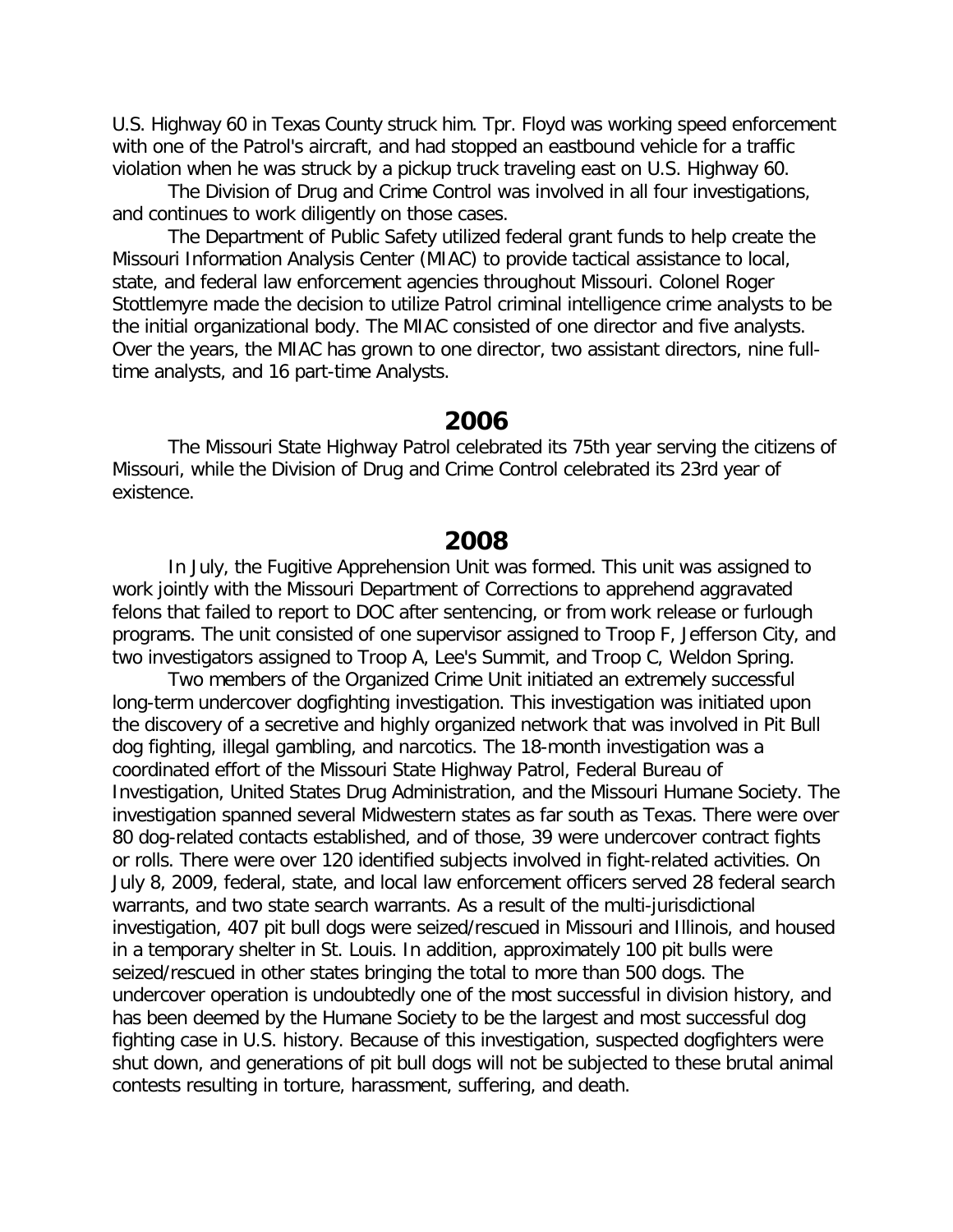U.S. Highway 60 in Texas County struck him. Tpr. Floyd was working speed enforcement with one of the Patrol's aircraft, and had stopped an eastbound vehicle for a traffic violation when he was struck by a pickup truck traveling east on U.S. Highway 60.

The Division of Drug and Crime Control was involved in all four investigations, and continues to work diligently on those cases.

The Department of Public Safety utilized federal grant funds to help create the Missouri Information Analysis Center (MIAC) to provide tactical assistance to local, state, and federal law enforcement agencies throughout Missouri. Colonel Roger Stottlemyre made the decision to utilize Patrol criminal intelligence crime analysts to be the initial organizational body. The MIAC consisted of one director and five analysts. Over the years, the MIAC has grown to one director, two assistant directors, nine full-time analysts, and 16 part-time Analysts.

## 2006

The Missouri State Highway Patrol celebrated its 75th year serving the citizens of Missouri, while the Division of Drug and Crime Control celebrated its 23rd year of existence.

## 2008

In July, the Fugitive Apprehension Unit was formed. This unit was assigned to work jointly with the Missouri Department of Corrections to apprehend aggravated felons that failed to report to DOC after sentencing, or from work release or furlough programs. The unit consisted of one supervisor assigned to Troop F, Jefferson City, and two investigators assigned to Troop A, Lee's Summit, and Troop C, Weldon Spring.

Two members of the Organized Crime Unit initiated an extremely successful long-term undercover dogfighting investigation. This investigation was initiated upon the discovery of a secretive and highly organized network that was involved in Pit Bull dog fighting, illegal gambling, and narcotics. The 18-month investigation was a coordinated effort of the Missouri State Highway Patrol, Federal Bureau of Investigation, United States Drug Administration, and the Missouri Humane Society. The investigation spanned several Midwestern states as far south as Texas. There were over 80 dog-related contacts established, and of those, 39 were undercover contract fights or rolls. There were over 120 identified subjects involved in fight-related activities. On July 8, 2009, federal, state, and local law enforcement officers served 28 federal search warrants, and two state search warrants. As a result of the multi-jurisdictional investigation, 407 pit bull dogs were seized/rescued in Missouri and Illinois, and housed in a temporary shelter in St. Louis. In addition, approximately 100 pit bulls were seized/rescued in other states bringing the total to more than 500 dogs. The undercover operation is undoubtedly one of the most successful in division history, and has been deemed by the Humane Society to be the largest and most successful dog fighting case in U.S. history. Because of this investigation, suspected dogfighters were shut down, and generations of pit bull dogs will not be subjected to these brutal animal contests resulting in torture, harassment, suffering, and death.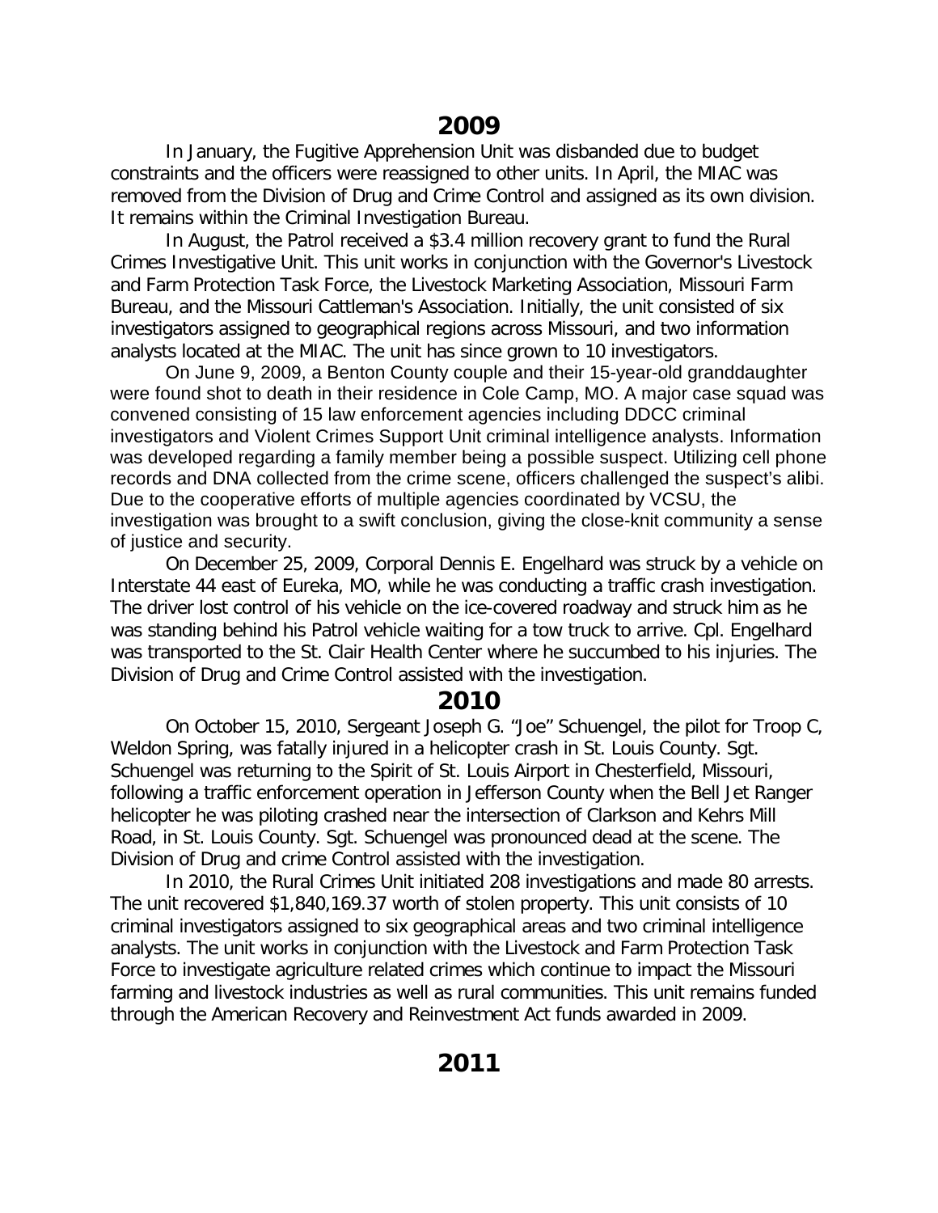## 2009

In January, the Fugitive Apprehension Unit was disbanded due to budget constraints and the officers were reassigned to other units. In April, the MIAC was removed from the Division of Drug and Crime Control and assigned as its own division. It remains within the Criminal Investigation Bureau.

In August, the Patrol received a $3.4 million recovery grant to fund the Rural Crimes Investigative Unit. This unit works in conjunction with the Governor's Livestock and Farm Protection Task Force, the Livestock Marketing Association, Missouri Farm Bureau, and the Missouri Cattleman's Association. Initially, the unit consisted of six investigators assigned to geographical regions across Missouri, and two information analysts located at the MIAC. The unit has since grown to 10 investigators.

On June 9, 2009, a Benton County couple and their 15-year-old granddaughter were found shot to death in their residence in Cole Camp, MO. A major case squad was convened consisting of 15 law enforcement agencies including DDCC criminal investigators and Violent Crimes Support Unit criminal intelligence analysts. Information was developed regarding a family member being a possible suspect. Utilizing cell phone records and DNA collected from the crime scene, officers challenged the suspect's alibi. Due to the cooperative efforts of multiple agencies coordinated by VCSU, the investigation was brought to a swift conclusion, giving the close-knit community a sense of justice and security.

On December 25, 2009, Corporal Dennis E. Engelhard was struck by a vehicle on Interstate 44 east of Eureka, MO, while he was conducting a traffic crash investigation. The driver lost control of his vehicle on the ice-covered roadway and struck him as he was standing behind his Patrol vehicle waiting for a tow truck to arrive. Cpl. Engelhard was transported to the St. Clair Health Center where he succumbed to his injuries. The Division of Drug and Crime Control assisted with the investigation.

## 2010

On October 15, 2010, Sergeant Joseph G. "Joe" Schuengel, the pilot for Troop C, Weldon Spring, was fatally injured in a helicopter crash in St. Louis County. Sgt. Schuengel was returning to the Spirit of St. Louis Airport in Chesterfield, Missouri, following a traffic enforcement operation in Jefferson County when the Bell Jet Ranger helicopter he was piloting crashed near the intersection of Clarkson and Kehrs Mill Road, in St. Louis County. Sgt. Schuengel was pronounced dead at the scene. The Division of Drug and crime Control assisted with the investigation.

In 2010, the Rural Crimes Unit initiated 208 investigations and made 80 arrests. The unit recovered $1,840,169.37 worth of stolen property. This unit consists of 10 criminal investigators assigned to six geographical areas and two criminal intelligence analysts. The unit works in conjunction with the Livestock and Farm Protection Task Force to investigate agriculture related crimes which continue to impact the Missouri farming and livestock industries as well as rural communities. This unit remains funded through the American Recovery and Reinvestment Act funds awarded in 2009.

## 2011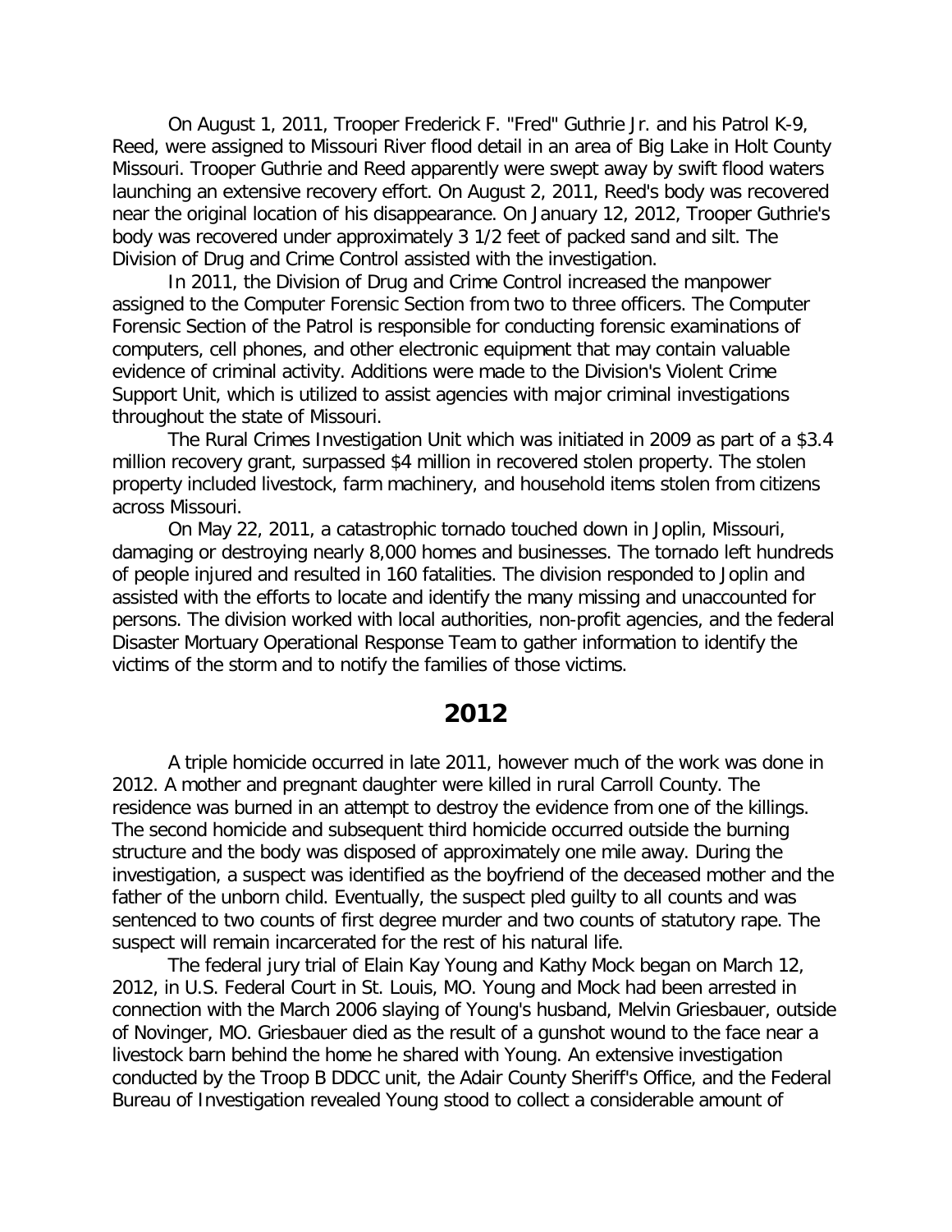On August 1, 2011, Trooper Frederick F. "Fred" Guthrie Jr. and his Patrol K-9, Reed, were assigned to Missouri River flood detail in an area of Big Lake in Holt County Missouri. Trooper Guthrie and Reed apparently were swept away by swift flood waters launching an extensive recovery effort. On August 2, 2011, Reed's body was recovered near the original location of his disappearance. On January 12, 2012, Trooper Guthrie's body was recovered under approximately 3 1/2 feet of packed sand and silt. The Division of Drug and Crime Control assisted with the investigation.

In 2011, the Division of Drug and Crime Control increased the manpower assigned to the Computer Forensic Section from two to three officers. The Computer Forensic Section of the Patrol is responsible for conducting forensic examinations of computers, cell phones, and other electronic equipment that may contain valuable evidence of criminal activity. Additions were made to the Division's Violent Crime Support Unit, which is utilized to assist agencies with major criminal investigations throughout the state of Missouri.

The Rural Crimes Investigation Unit which was initiated in 2009 as part of a $3.4 million recovery grant, surpassed $4 million in recovered stolen property. The stolen property included livestock, farm machinery, and household items stolen from citizens across Missouri.

On May 22, 2011, a catastrophic tornado touched down in Joplin, Missouri, damaging or destroying nearly 8,000 homes and businesses. The tornado left hundreds of people injured and resulted in 160 fatalities. The division responded to Joplin and assisted with the efforts to locate and identify the many missing and unaccounted for persons. The division worked with local authorities, non-profit agencies, and the federal Disaster Mortuary Operational Response Team to gather information to identify the victims of the storm and to notify the families of those victims.

## 2012

A triple homicide occurred in late 2011, however much of the work was done in 2012. A mother and pregnant daughter were killed in rural Carroll County. The residence was burned in an attempt to destroy the evidence from one of the killings. The second homicide and subsequent third homicide occurred outside the burning structure and the body was disposed of approximately one mile away. During the investigation, a suspect was identified as the boyfriend of the deceased mother and the father of the unborn child. Eventually, the suspect pled guilty to all counts and was sentenced to two counts of first degree murder and two counts of statutory rape. The suspect will remain incarcerated for the rest of his natural life.

The federal jury trial of Elain Kay Young and Kathy Mock began on March 12, 2012, in U.S. Federal Court in St. Louis, MO. Young and Mock had been arrested in connection with the March 2006 slaying of Young's husband, Melvin Griesbauer, outside of Novinger, MO. Griesbauer died as the result of a gunshot wound to the face near a livestock barn behind the home he shared with Young. An extensive investigation conducted by the Troop B DDCC unit, the Adair County Sheriff's Office, and the Federal Bureau of Investigation revealed Young stood to collect a considerable amount of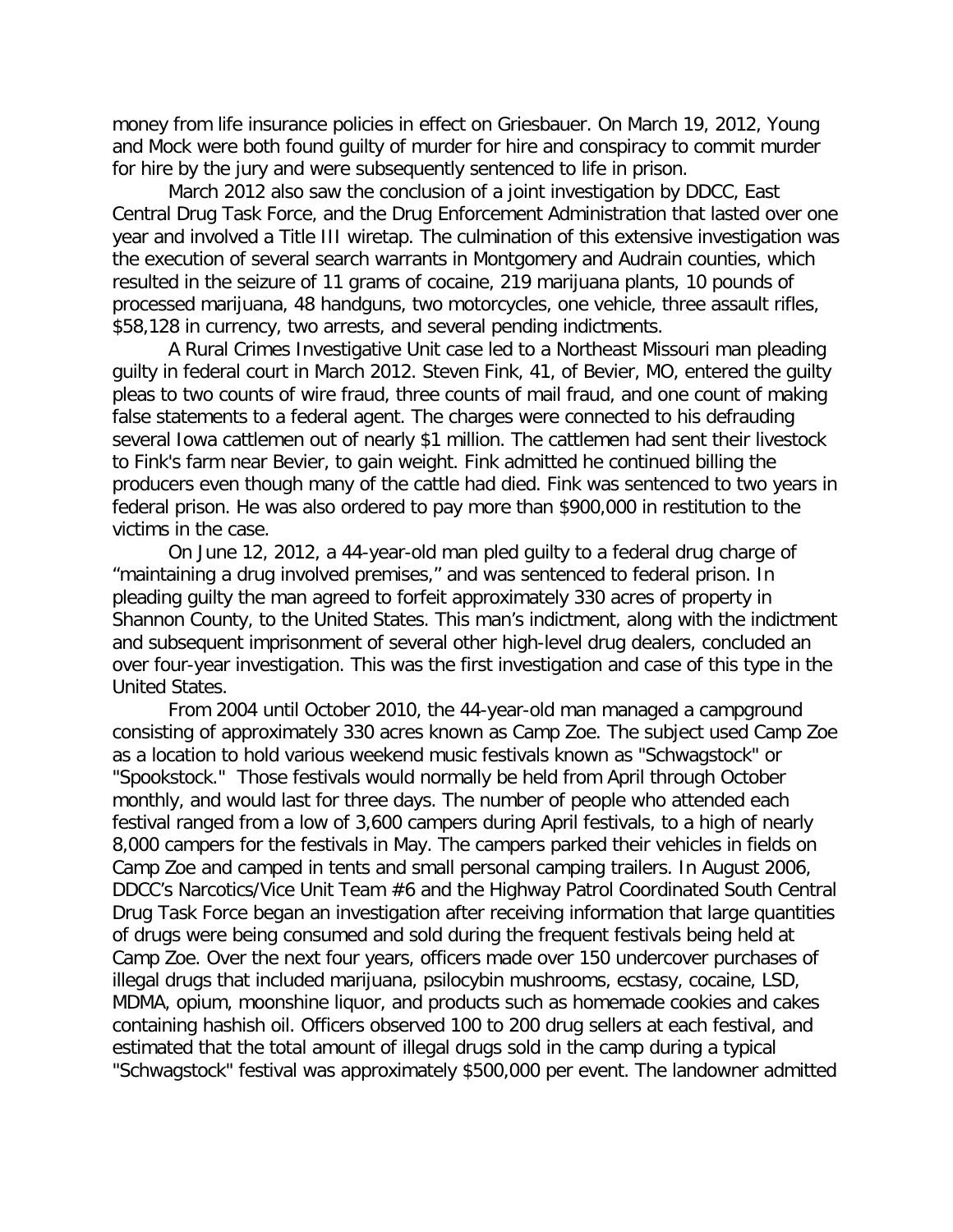money from life insurance policies in effect on Griesbauer. On March 19, 2012, Young and Mock were both found guilty of murder for hire and conspiracy to commit murder for hire by the jury and were subsequently sentenced to life in prison.

March 2012 also saw the conclusion of a joint investigation by DDCC, East Central Drug Task Force, and the Drug Enforcement Administration that lasted over one year and involved a Title III wiretap. The culmination of this extensive investigation was the execution of several search warrants in Montgomery and Audrain counties, which resulted in the seizure of 11 grams of cocaine, 219 marijuana plants, 10 pounds of processed marijuana, 48 handguns, two motorcycles, one vehicle, three assault rifles, $58,128 in currency, two arrests, and several pending indictments.

A Rural Crimes Investigative Unit case led to a Northeast Missouri man pleading guilty in federal court in March 2012. Steven Fink, 41, of Bevier, MO, entered the guilty pleas to two counts of wire fraud, three counts of mail fraud, and one count of making false statements to a federal agent. The charges were connected to his defrauding several Iowa cattlemen out of nearly $1 million. The cattlemen had sent their livestock to Fink's farm near Bevier, to gain weight. Fink admitted he continued billing the producers even though many of the cattle had died. Fink was sentenced to two years in federal prison. He was also ordered to pay more than $900,000 in restitution to the victims in the case.

On June 12, 2012, a 44-year-old man pled guilty to a federal drug charge of "maintaining a drug involved premises," and was sentenced to federal prison. In pleading guilty the man agreed to forfeit approximately 330 acres of property in Shannon County, to the United States. This man's indictment, along with the indictment and subsequent imprisonment of several other high-level drug dealers, concluded an over four-year investigation. This was the first investigation and case of this type in the United States.

From 2004 until October 2010, the 44-year-old man managed a campground consisting of approximately 330 acres known as Camp Zoe. The subject used Camp Zoe as a location to hold various weekend music festivals known as "Schwagstock" or "Spookstock." Those festivals would normally be held from April through October monthly, and would last for three days. The number of people who attended each festival ranged from a low of 3,600 campers during April festivals, to a high of nearly 8,000 campers for the festivals in May. The campers parked their vehicles in fields on Camp Zoe and camped in tents and small personal camping trailers. In August 2006, DDCC's Narcotics/Vice Unit Team #6 and the Highway Patrol Coordinated South Central Drug Task Force began an investigation after receiving information that large quantities of drugs were being consumed and sold during the frequent festivals being held at Camp Zoe. Over the next four years, officers made over 150 undercover purchases of illegal drugs that included marijuana, psilocybin mushrooms, ecstasy, cocaine, LSD, MDMA, opium, moonshine liquor, and products such as homemade cookies and cakes containing hashish oil. Officers observed 100 to 200 drug sellers at each festival, and estimated that the total amount of illegal drugs sold in the camp during a typical "Schwagstock" festival was approximately $500,000 per event. The landowner admitted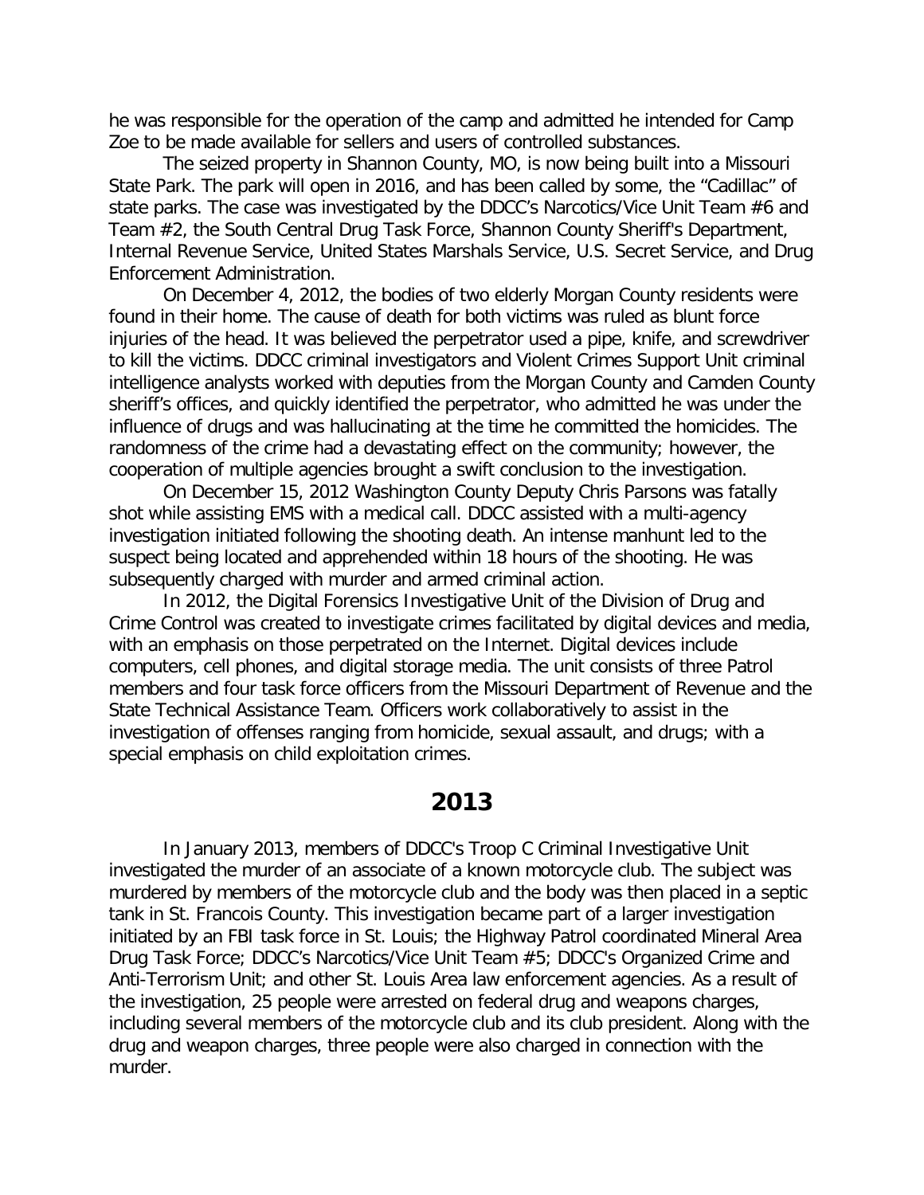he was responsible for the operation of the camp and admitted he intended for Camp Zoe to be made available for sellers and users of controlled substances.

The seized property in Shannon County, MO, is now being built into a Missouri State Park. The park will open in 2016, and has been called by some, the "Cadillac" of state parks. The case was investigated by the DDCC's Narcotics/Vice Unit Team #6 and Team #2, the South Central Drug Task Force, Shannon County Sheriff's Department, Internal Revenue Service, United States Marshals Service, U.S. Secret Service, and Drug Enforcement Administration.

On December 4, 2012, the bodies of two elderly Morgan County residents were found in their home. The cause of death for both victims was ruled as blunt force injuries of the head. It was believed the perpetrator used a pipe, knife, and screwdriver to kill the victims. DDCC criminal investigators and Violent Crimes Support Unit criminal intelligence analysts worked with deputies from the Morgan County and Camden County sheriff's offices, and quickly identified the perpetrator, who admitted he was under the influence of drugs and was hallucinating at the time he committed the homicides. The randomness of the crime had a devastating effect on the community; however, the cooperation of multiple agencies brought a swift conclusion to the investigation.

On December 15, 2012 Washington County Deputy Chris Parsons was fatally shot while assisting EMS with a medical call. DDCC assisted with a multi-agency investigation initiated following the shooting death. An intense manhunt led to the suspect being located and apprehended within 18 hours of the shooting. He was subsequently charged with murder and armed criminal action.

In 2012, the Digital Forensics Investigative Unit of the Division of Drug and Crime Control was created to investigate crimes facilitated by digital devices and media, with an emphasis on those perpetrated on the Internet. Digital devices include computers, cell phones, and digital storage media. The unit consists of three Patrol members and four task force officers from the Missouri Department of Revenue and the State Technical Assistance Team. Officers work collaboratively to assist in the investigation of offenses ranging from homicide, sexual assault, and drugs; with a special emphasis on child exploitation crimes.

## 2013

In January 2013, members of DDCC's Troop C Criminal Investigative Unit investigated the murder of an associate of a known motorcycle club. The subject was murdered by members of the motorcycle club and the body was then placed in a septic tank in St. Francois County. This investigation became part of a larger investigation initiated by an FBI task force in St. Louis; the Highway Patrol coordinated Mineral Area Drug Task Force; DDCC's Narcotics/Vice Unit Team #5; DDCC's Organized Crime and Anti-Terrorism Unit; and other St. Louis Area law enforcement agencies. As a result of the investigation, 25 people were arrested on federal drug and weapons charges, including several members of the motorcycle club and its club president. Along with the drug and weapon charges, three people were also charged in connection with the murder.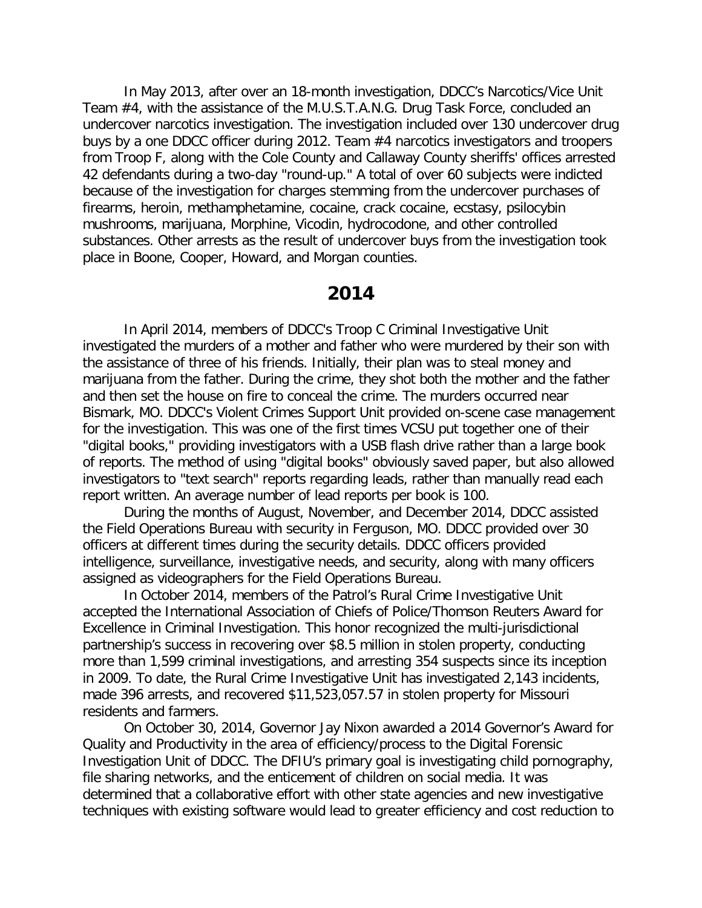In May 2013, after over an 18-month investigation, DDCC's Narcotics/Vice Unit Team #4, with the assistance of the M.U.S.T.A.N.G. Drug Task Force, concluded an undercover narcotics investigation. The investigation included over 130 undercover drug buys by a one DDCC officer during 2012. Team #4 narcotics investigators and troopers from Troop F, along with the Cole County and Callaway County sheriffs' offices arrested 42 defendants during a two-day "round-up." A total of over 60 subjects were indicted because of the investigation for charges stemming from the undercover purchases of firearms, heroin, methamphetamine, cocaine, crack cocaine, ecstasy, psilocybin mushrooms, marijuana, Morphine, Vicodin, hydrocodone, and other controlled substances. Other arrests as the result of undercover buys from the investigation took place in Boone, Cooper, Howard, and Morgan counties.

## 2014

In April 2014, members of DDCC's Troop C Criminal Investigative Unit investigated the murders of a mother and father who were murdered by their son with the assistance of three of his friends. Initially, their plan was to steal money and marijuana from the father. During the crime, they shot both the mother and the father and then set the house on fire to conceal the crime. The murders occurred near Bismark, MO. DDCC's Violent Crimes Support Unit provided on-scene case management for the investigation. This was one of the first times VCSU put together one of their "digital books," providing investigators with a USB flash drive rather than a large book of reports. The method of using "digital books" obviously saved paper, but also allowed investigators to "text search" reports regarding leads, rather than manually read each report written. An average number of lead reports per book is 100.

During the months of August, November, and December 2014, DDCC assisted the Field Operations Bureau with security in Ferguson, MO. DDCC provided over 30 officers at different times during the security details. DDCC officers provided intelligence, surveillance, investigative needs, and security, along with many officers assigned as videographers for the Field Operations Bureau.

In October 2014, members of the Patrol's Rural Crime Investigative Unit accepted the International Association of Chiefs of Police/Thomson Reuters Award for Excellence in Criminal Investigation. This honor recognized the multi-jurisdictional partnership's success in recovering over $8.5 million in stolen property, conducting more than 1,599 criminal investigations, and arresting 354 suspects since its inception in 2009. To date, the Rural Crime Investigative Unit has investigated 2,143 incidents, made 396 arrests, and recovered $11,523,057.57 in stolen property for Missouri residents and farmers.

On October 30, 2014, Governor Jay Nixon awarded a 2014 Governor's Award for Quality and Productivity in the area of efficiency/process to the Digital Forensic Investigation Unit of DDCC. The DFIU's primary goal is investigating child pornography, file sharing networks, and the enticement of children on social media. It was determined that a collaborative effort with other state agencies and new investigative techniques with existing software would lead to greater efficiency and cost reduction to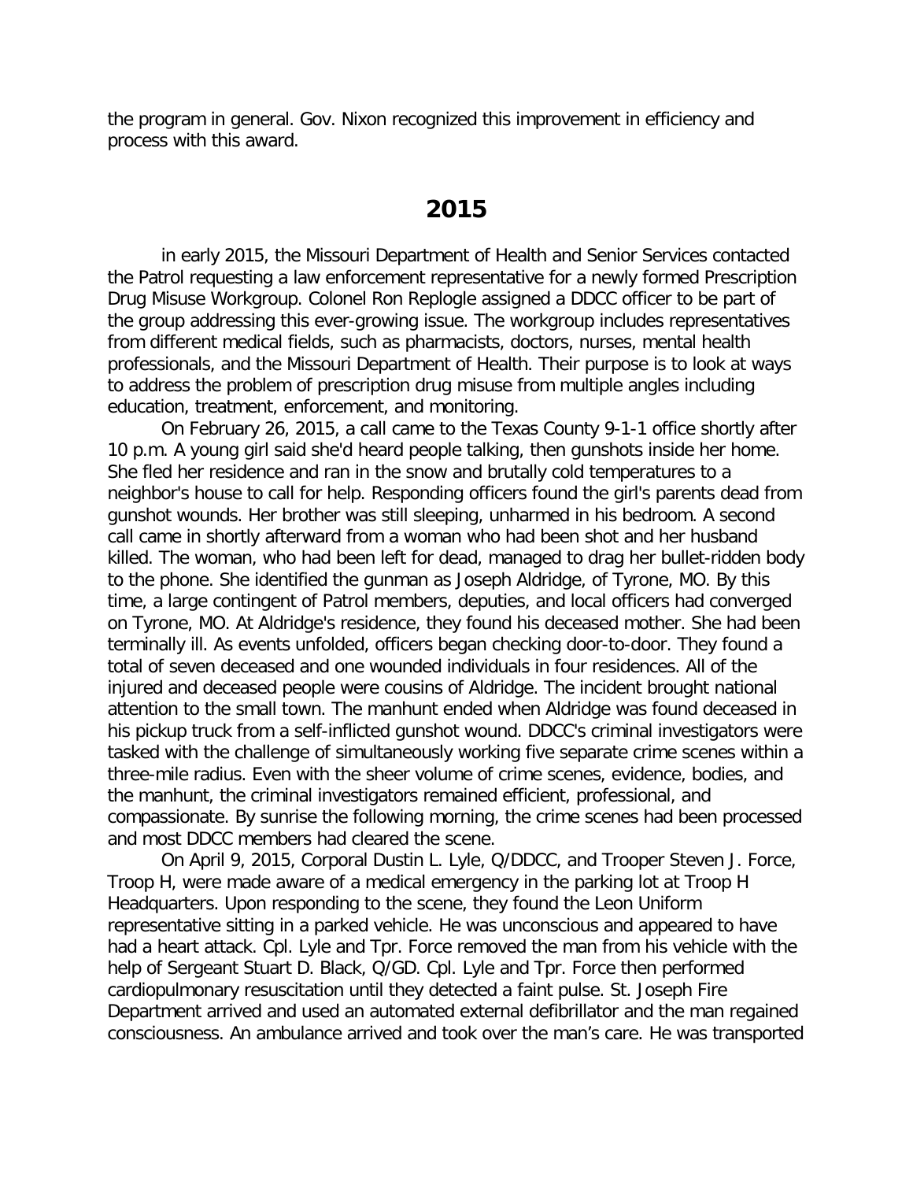the program in general. Gov. Nixon recognized this improvement in efficiency and process with this award.

## 2015

in early 2015, the Missouri Department of Health and Senior Services contacted the Patrol requesting a law enforcement representative for a newly formed Prescription Drug Misuse Workgroup. Colonel Ron Replogle assigned a DDCC officer to be part of the group addressing this ever-growing issue. The workgroup includes representatives from different medical fields, such as pharmacists, doctors, nurses, mental health professionals, and the Missouri Department of Health. Their purpose is to look at ways to address the problem of prescription drug misuse from multiple angles including education, treatment, enforcement, and monitoring.

On February 26, 2015, a call came to the Texas County 9-1-1 office shortly after 10 p.m. A young girl said she'd heard people talking, then gunshots inside her home. She fled her residence and ran in the snow and brutally cold temperatures to a neighbor's house to call for help. Responding officers found the girl's parents dead from gunshot wounds. Her brother was still sleeping, unharmed in his bedroom. A second call came in shortly afterward from a woman who had been shot and her husband killed. The woman, who had been left for dead, managed to drag her bullet-ridden body to the phone. She identified the gunman as Joseph Aldridge, of Tyrone, MO. By this time, a large contingent of Patrol members, deputies, and local officers had converged on Tyrone, MO. At Aldridge's residence, they found his deceased mother. She had been terminally ill. As events unfolded, officers began checking door-to-door. They found a total of seven deceased and one wounded individuals in four residences. All of the injured and deceased people were cousins of Aldridge. The incident brought national attention to the small town. The manhunt ended when Aldridge was found deceased in his pickup truck from a self-inflicted gunshot wound. DDCC's criminal investigators were tasked with the challenge of simultaneously working five separate crime scenes within a three-mile radius. Even with the sheer volume of crime scenes, evidence, bodies, and the manhunt, the criminal investigators remained efficient, professional, and compassionate. By sunrise the following morning, the crime scenes had been processed and most DDCC members had cleared the scene.

On April 9, 2015, Corporal Dustin L. Lyle, Q/DDCC, and Trooper Steven J. Force, Troop H, were made aware of a medical emergency in the parking lot at Troop H Headquarters. Upon responding to the scene, they found the Leon Uniform representative sitting in a parked vehicle. He was unconscious and appeared to have had a heart attack. Cpl. Lyle and Tpr. Force removed the man from his vehicle with the help of Sergeant Stuart D. Black, Q/GD. Cpl. Lyle and Tpr. Force then performed cardiopulmonary resuscitation until they detected a faint pulse. St. Joseph Fire Department arrived and used an automated external defibrillator and the man regained consciousness. An ambulance arrived and took over the man's care. He was transported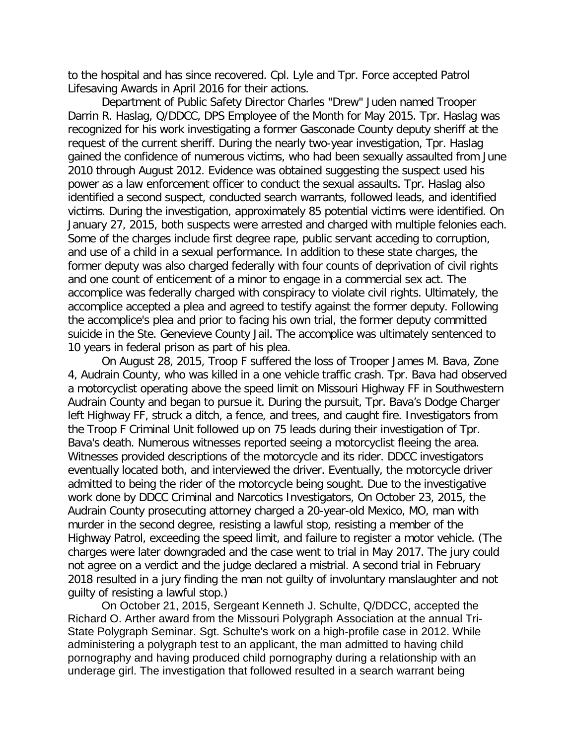to the hospital and has since recovered. Cpl. Lyle and Tpr. Force accepted Patrol Lifesaving Awards in April 2016 for their actions.

Department of Public Safety Director Charles "Drew" Juden named Trooper Darrin R. Haslag, Q/DDCC, DPS Employee of the Month for May 2015. Tpr. Haslag was recognized for his work investigating a former Gasconade County deputy sheriff at the request of the current sheriff. During the nearly two-year investigation, Tpr. Haslag gained the confidence of numerous victims, who had been sexually assaulted from June 2010 through August 2012. Evidence was obtained suggesting the suspect used his power as a law enforcement officer to conduct the sexual assaults. Tpr. Haslag also identified a second suspect, conducted search warrants, followed leads, and identified victims. During the investigation, approximately 85 potential victims were identified. On January 27, 2015, both suspects were arrested and charged with multiple felonies each. Some of the charges include first degree rape, public servant acceding to corruption, and use of a child in a sexual performance. In addition to these state charges, the former deputy was also charged federally with four counts of deprivation of civil rights and one count of enticement of a minor to engage in a commercial sex act. The accomplice was federally charged with conspiracy to violate civil rights. Ultimately, the accomplice accepted a plea and agreed to testify against the former deputy. Following the accomplice's plea and prior to facing his own trial, the former deputy committed suicide in the Ste. Genevieve County Jail. The accomplice was ultimately sentenced to 10 years in federal prison as part of his plea.

On August 28, 2015, Troop F suffered the loss of Trooper James M. Bava, Zone 4, Audrain County, who was killed in a one vehicle traffic crash. Tpr. Bava had observed a motorcyclist operating above the speed limit on Missouri Highway FF in Southwestern Audrain County and began to pursue it. During the pursuit, Tpr. Bava's Dodge Charger left Highway FF, struck a ditch, a fence, and trees, and caught fire. Investigators from the Troop F Criminal Unit followed up on 75 leads during their investigation of Tpr. Bava's death. Numerous witnesses reported seeing a motorcyclist fleeing the area. Witnesses provided descriptions of the motorcycle and its rider. DDCC investigators eventually located both, and interviewed the driver. Eventually, the motorcycle driver admitted to being the rider of the motorcycle being sought. Due to the investigative work done by DDCC Criminal and Narcotics Investigators, On October 23, 2015, the Audrain County prosecuting attorney charged a 20-year-old Mexico, MO, man with murder in the second degree, resisting a lawful stop, resisting a member of the Highway Patrol, exceeding the speed limit, and failure to register a motor vehicle. (The charges were later downgraded and the case went to trial in May 2017. The jury could not agree on a verdict and the judge declared a mistrial. A second trial in February 2018 resulted in a jury finding the man not guilty of involuntary manslaughter and not guilty of resisting a lawful stop.)

On October 21, 2015, Sergeant Kenneth J. Schulte, Q/DDCC, accepted the Richard O. Arther award from the Missouri Polygraph Association at the annual Tri-State Polygraph Seminar. Sgt. Schulte's work on a high-profile case in 2012. While administering a polygraph test to an applicant, the man admitted to having child pornography and having produced child pornography during a relationship with an underage girl. The investigation that followed resulted in a search warrant being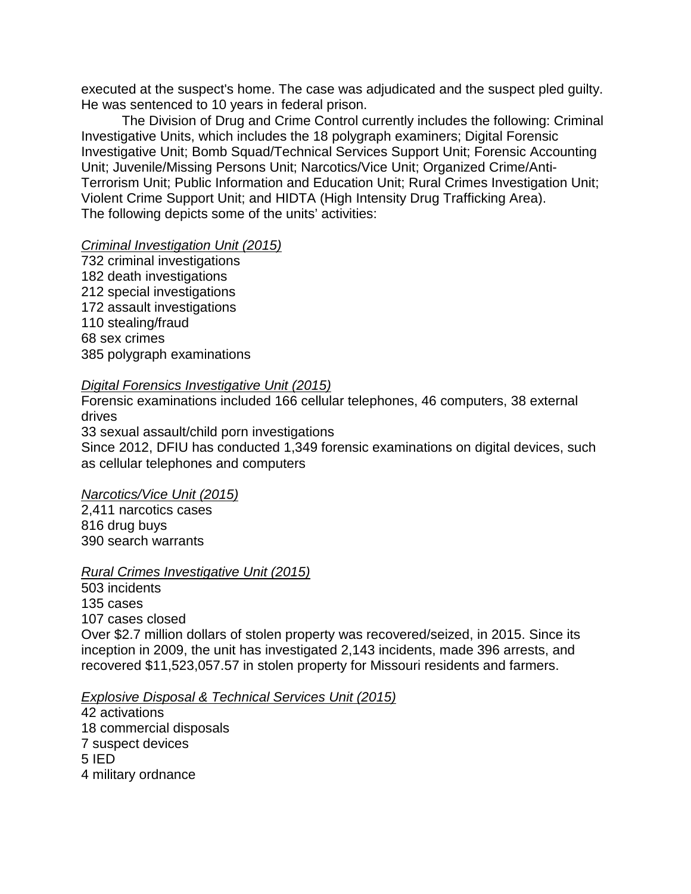executed at the suspect's home. The case was adjudicated and the suspect pled guilty. He was sentenced to 10 years in federal prison.

The Division of Drug and Crime Control currently includes the following: Criminal Investigative Units, which includes the 18 polygraph examiners; Digital Forensic Investigative Unit; Bomb Squad/Technical Services Support Unit; Forensic Accounting Unit; Juvenile/Missing Persons Unit; Narcotics/Vice Unit; Organized Crime/Anti-Terrorism Unit; Public Information and Education Unit; Rural Crimes Investigation Unit; Violent Crime Support Unit; and HIDTA (High Intensity Drug Trafficking Area).
The following depicts some of the units' activities:

*Criminal Investigation Unit (2015)*
732 criminal investigations
182 death investigations
212 special investigations
172 assault investigations
110 stealing/fraud
68 sex crimes
385 polygraph examinations

*Digital Forensics Investigative Unit (2015)*
Forensic examinations included 166 cellular telephones, 46 computers, 38 external drives
33 sexual assault/child porn investigations
Since 2012, DFIU has conducted 1,349 forensic examinations on digital devices, such as cellular telephones and computers

*Narcotics/Vice Unit (2015)*
2,411 narcotics cases
816 drug buys
390 search warrants

*Rural Crimes Investigative Unit (2015)*
503 incidents
135 cases
107 cases closed
Over $2.7 million dollars of stolen property was recovered/seized, in 2015. Since its inception in 2009, the unit has investigated 2,143 incidents, made 396 arrests, and recovered $11,523,057.57 in stolen property for Missouri residents and farmers.

*Explosive Disposal & Technical Services Unit (2015)*
42 activations
18 commercial disposals
7 suspect devices
5 IED
4 military ordnance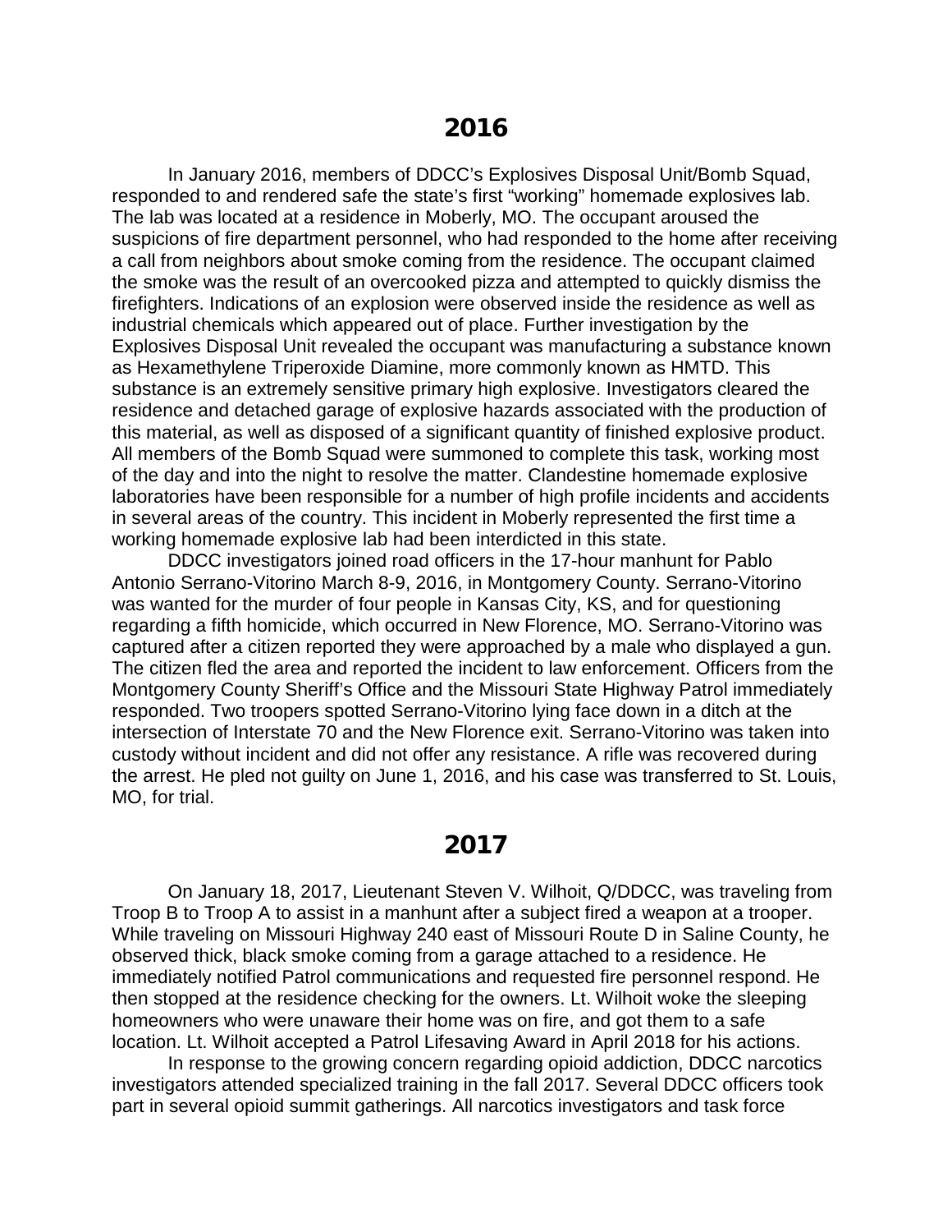# 2016

In January 2016, members of DDCC's Explosives Disposal Unit/Bomb Squad, responded to and rendered safe the state's first "working" homemade explosives lab. The lab was located at a residence in Moberly, MO. The occupant aroused the suspicions of fire department personnel, who had responded to the home after receiving a call from neighbors about smoke coming from the residence. The occupant claimed the smoke was the result of an overcooked pizza and attempted to quickly dismiss the firefighters. Indications of an explosion were observed inside the residence as well as industrial chemicals which appeared out of place. Further investigation by the Explosives Disposal Unit revealed the occupant was manufacturing a substance known as Hexamethylene Triperoxide Diamine, more commonly known as HMTD. This substance is an extremely sensitive primary high explosive. Investigators cleared the residence and detached garage of explosive hazards associated with the production of this material, as well as disposed of a significant quantity of finished explosive product. All members of the Bomb Squad were summoned to complete this task, working most of the day and into the night to resolve the matter. Clandestine homemade explosive laboratories have been responsible for a number of high profile incidents and accidents in several areas of the country. This incident in Moberly represented the first time a working homemade explosive lab had been interdicted in this state.

DDCC investigators joined road officers in the 17-hour manhunt for Pablo Antonio Serrano-Vitorino March 8-9, 2016, in Montgomery County. Serrano-Vitorino was wanted for the murder of four people in Kansas City, KS, and for questioning regarding a fifth homicide, which occurred in New Florence, MO. Serrano-Vitorino was captured after a citizen reported they were approached by a male who displayed a gun. The citizen fled the area and reported the incident to law enforcement. Officers from the Montgomery County Sheriff's Office and the Missouri State Highway Patrol immediately responded. Two troopers spotted Serrano-Vitorino lying face down in a ditch at the intersection of Interstate 70 and the New Florence exit. Serrano-Vitorino was taken into custody without incident and did not offer any resistance. A rifle was recovered during the arrest. He pled not guilty on June 1, 2016, and his case was transferred to St. Louis, MO, for trial.

# 2017

On January 18, 2017, Lieutenant Steven V. Wilhoit, Q/DDCC, was traveling from Troop B to Troop A to assist in a manhunt after a subject fired a weapon at a trooper. While traveling on Missouri Highway 240 east of Missouri Route D in Saline County, he observed thick, black smoke coming from a garage attached to a residence. He immediately notified Patrol communications and requested fire personnel respond. He then stopped at the residence checking for the owners. Lt. Wilhoit woke the sleeping homeowners who were unaware their home was on fire, and got them to a safe location. Lt. Wilhoit accepted a Patrol Lifesaving Award in April 2018 for his actions.

In response to the growing concern regarding opioid addiction, DDCC narcotics investigators attended specialized training in the fall 2017. Several DDCC officers took part in several opioid summit gatherings. All narcotics investigators and task force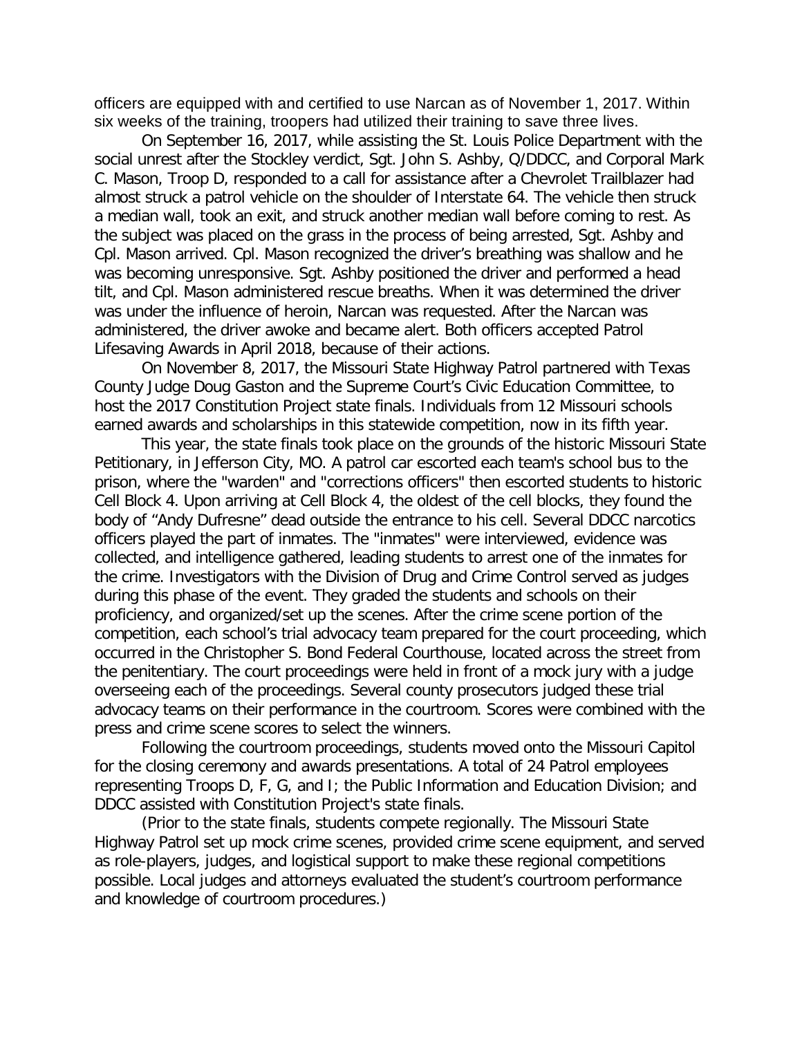officers are equipped with and certified to use Narcan as of November 1, 2017. Within six weeks of the training, troopers had utilized their training to save three lives.

On September 16, 2017, while assisting the St. Louis Police Department with the social unrest after the Stockley verdict, Sgt. John S. Ashby, Q/DDCC, and Corporal Mark C. Mason, Troop D, responded to a call for assistance after a Chevrolet Trailblazer had almost struck a patrol vehicle on the shoulder of Interstate 64. The vehicle then struck a median wall, took an exit, and struck another median wall before coming to rest. As the subject was placed on the grass in the process of being arrested, Sgt. Ashby and Cpl. Mason arrived. Cpl. Mason recognized the driver's breathing was shallow and he was becoming unresponsive. Sgt. Ashby positioned the driver and performed a head tilt, and Cpl. Mason administered rescue breaths. When it was determined the driver was under the influence of heroin, Narcan was requested. After the Narcan was administered, the driver awoke and became alert. Both officers accepted Patrol Lifesaving Awards in April 2018, because of their actions.

On November 8, 2017, the Missouri State Highway Patrol partnered with Texas County Judge Doug Gaston and the Supreme Court's Civic Education Committee, to host the 2017 Constitution Project state finals. Individuals from 12 Missouri schools earned awards and scholarships in this statewide competition, now in its fifth year.

This year, the state finals took place on the grounds of the historic Missouri State Petitionary, in Jefferson City, MO. A patrol car escorted each team's school bus to the prison, where the "warden" and "corrections officers" then escorted students to historic Cell Block 4. Upon arriving at Cell Block 4, the oldest of the cell blocks, they found the body of "Andy Dufresne" dead outside the entrance to his cell. Several DDCC narcotics officers played the part of inmates. The "inmates" were interviewed, evidence was collected, and intelligence gathered, leading students to arrest one of the inmates for the crime. Investigators with the Division of Drug and Crime Control served as judges during this phase of the event. They graded the students and schools on their proficiency, and organized/set up the scenes. After the crime scene portion of the competition, each school's trial advocacy team prepared for the court proceeding, which occurred in the Christopher S. Bond Federal Courthouse, located across the street from the penitentiary. The court proceedings were held in front of a mock jury with a judge overseeing each of the proceedings. Several county prosecutors judged these trial advocacy teams on their performance in the courtroom. Scores were combined with the press and crime scene scores to select the winners.

Following the courtroom proceedings, students moved onto the Missouri Capitol for the closing ceremony and awards presentations. A total of 24 Patrol employees representing Troops D, F, G, and I; the Public Information and Education Division; and DDCC assisted with Constitution Project's state finals.

(Prior to the state finals, students compete regionally. The Missouri State Highway Patrol set up mock crime scenes, provided crime scene equipment, and served as role-players, judges, and logistical support to make these regional competitions possible. Local judges and attorneys evaluated the student's courtroom performance and knowledge of courtroom procedures.)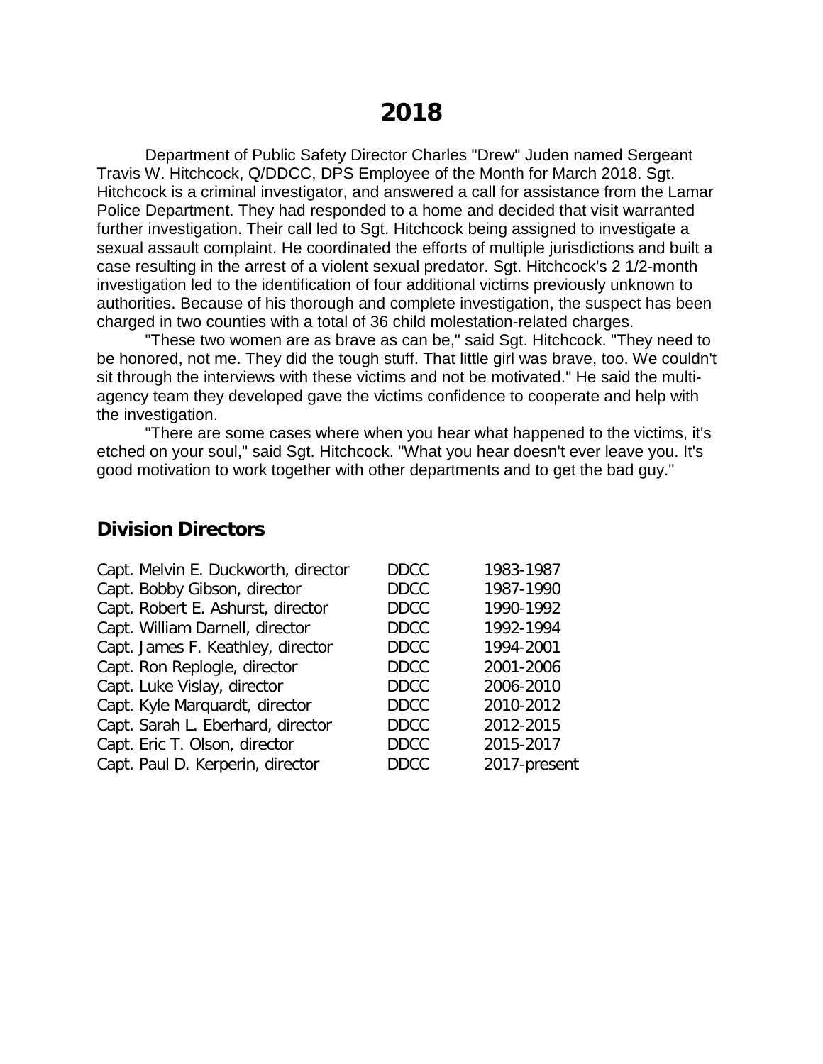# 2018

Department of Public Safety Director Charles "Drew" Juden named Sergeant Travis W. Hitchcock, Q/DDCC, DPS Employee of the Month for March 2018. Sgt. Hitchcock is a criminal investigator, and answered a call for assistance from the Lamar Police Department. They had responded to a home and decided that visit warranted further investigation. Their call led to Sgt. Hitchcock being assigned to investigate a sexual assault complaint. He coordinated the efforts of multiple jurisdictions and built a case resulting in the arrest of a violent sexual predator. Sgt. Hitchcock's 2 1/2-month investigation led to the identification of four additional victims previously unknown to authorities. Because of his thorough and complete investigation, the suspect has been charged in two counties with a total of 36 child molestation-related charges.

"These two women are as brave as can be," said Sgt. Hitchcock. "They need to be honored, not me. They did the tough stuff. That little girl was brave, too. We couldn't sit through the interviews with these victims and not be motivated." He said the multi-agency team they developed gave the victims confidence to cooperate and help with the investigation.

"There are some cases where when you hear what happened to the victims, it's etched on your soul," said Sgt. Hitchcock. "What you hear doesn't ever leave you. It's good motivation to work together with other departments and to get the bad guy."

## Division Directors

| | | |
|---|---|---|
| Capt. Melvin E. Duckworth, director | DDCC | 1983-1987 |
| Capt. Bobby Gibson, director | DDCC | 1987-1990 |
| Capt. Robert E. Ashurst, director | DDCC | 1990-1992 |
| Capt. William Darnell, director | DDCC | 1992-1994 |
| Capt. James F. Keathley, director | DDCC | 1994-2001 |
| Capt. Ron Replogle, director | DDCC | 2001-2006 |
| Capt. Luke Vislay, director | DDCC | 2006-2010 |
| Capt. Kyle Marquardt, director | DDCC | 2010-2012 |
| Capt. Sarah L. Eberhard, director | DDCC | 2012-2015 |
| Capt. Eric T. Olson, director | DDCC | 2015-2017 |
| Capt. Paul D. Kerperin, director | DDCC | 2017-present |